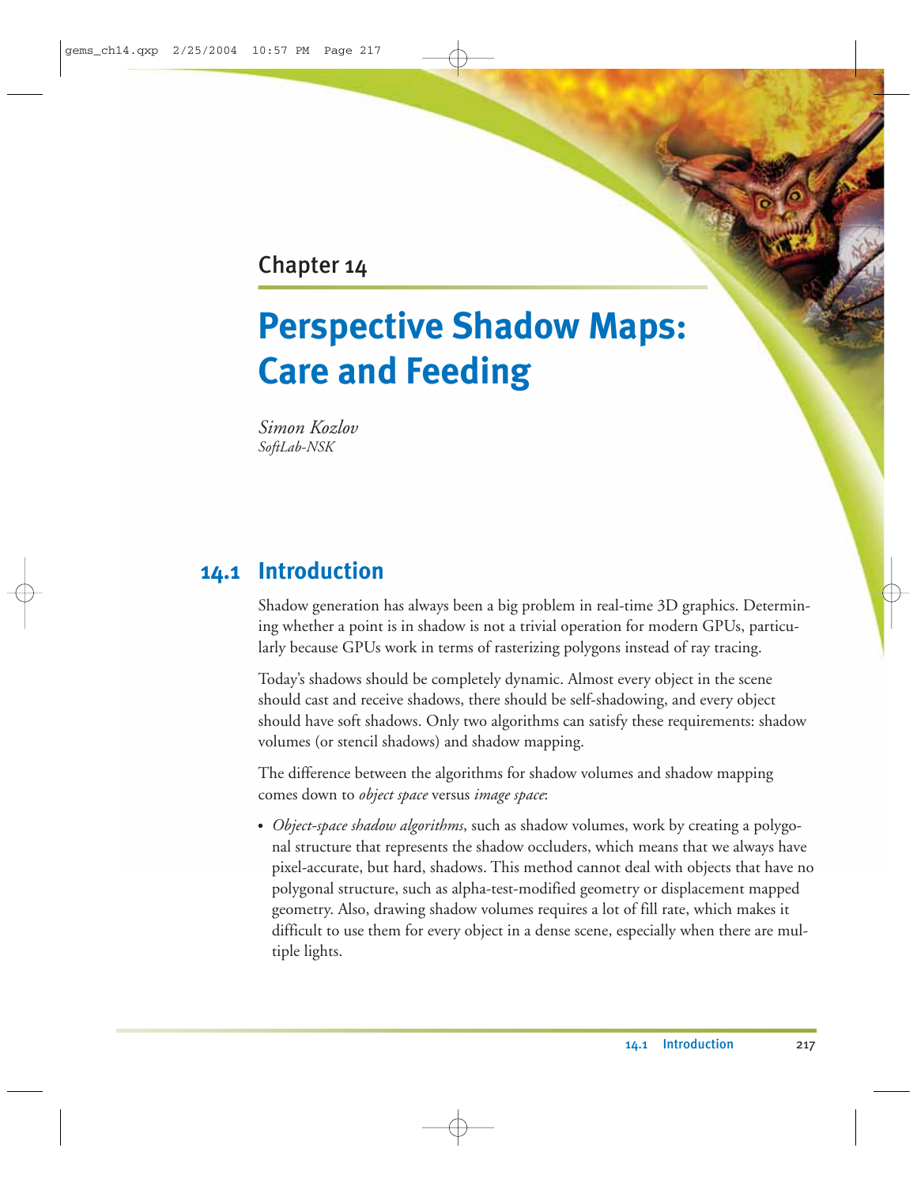Chapter 14

# Perspective Shadow Maps: Care and Feeding

*Simon Kozlov*
*SoftLab-NSK*

## 14.1 Introduction

Shadow generation has always been a big problem in real-time 3D graphics. Determining whether a point is in shadow is not a trivial operation for modern GPUs, particularly because GPUs work in terms of rasterizing polygons instead of ray tracing.

Today's shadows should be completely dynamic. Almost every object in the scene should cast and receive shadows, there should be self-shadowing, and every object should have soft shadows. Only two algorithms can satisfy these requirements: shadow volumes (or stencil shadows) and shadow mapping.

The difference between the algorithms for shadow volumes and shadow mapping comes down to *object space* versus *image space*:

- *Object-space shadow algorithms*, such as shadow volumes, work by creating a polygonal structure that represents the shadow occluders, which means that we always have pixel-accurate, but hard, shadows. This method cannot deal with objects that have no polygonal structure, such as alpha-test-modified geometry or displacement mapped geometry. Also, drawing shadow volumes requires a lot of fill rate, which makes it difficult to use them for every object in a dense scene, especially when there are multiple lights.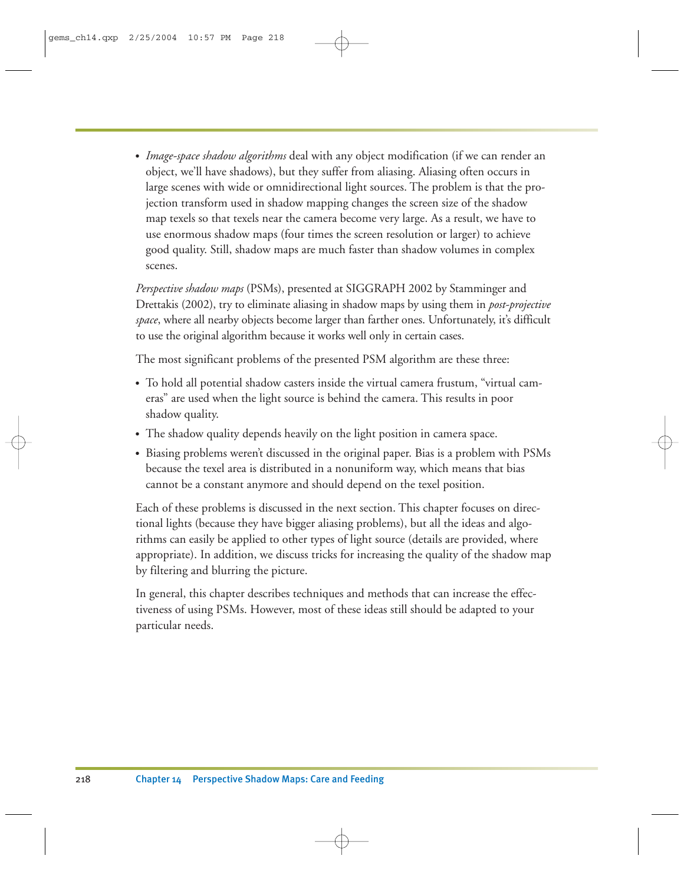- *Image-space shadow algorithms* deal with any object modification (if we can render an object, we'll have shadows), but they suffer from aliasing. Aliasing often occurs in large scenes with wide or omnidirectional light sources. The problem is that the projection transform used in shadow mapping changes the screen size of the shadow map texels so that texels near the camera become very large. As a result, we have to use enormous shadow maps (four times the screen resolution or larger) to achieve good quality. Still, shadow maps are much faster than shadow volumes in complex scenes.

*Perspective shadow maps* (PSMs), presented at SIGGRAPH 2002 by Stamminger and Drettakis (2002), try to eliminate aliasing in shadow maps by using them in *post-projective space*, where all nearby objects become larger than farther ones. Unfortunately, it's difficult to use the original algorithm because it works well only in certain cases.

The most significant problems of the presented PSM algorithm are these three:

- To hold all potential shadow casters inside the virtual camera frustum, "virtual cameras" are used when the light source is behind the camera. This results in poor shadow quality.
- The shadow quality depends heavily on the light position in camera space.
- Biasing problems weren't discussed in the original paper. Bias is a problem with PSMs because the texel area is distributed in a nonuniform way, which means that bias cannot be a constant anymore and should depend on the texel position.

Each of these problems is discussed in the next section. This chapter focuses on directional lights (because they have bigger aliasing problems), but all the ideas and algorithms can easily be applied to other types of light source (details are provided, where appropriate). In addition, we discuss tricks for increasing the quality of the shadow map by filtering and blurring the picture.

In general, this chapter describes techniques and methods that can increase the effectiveness of using PSMs. However, most of these ideas still should be adapted to your particular needs.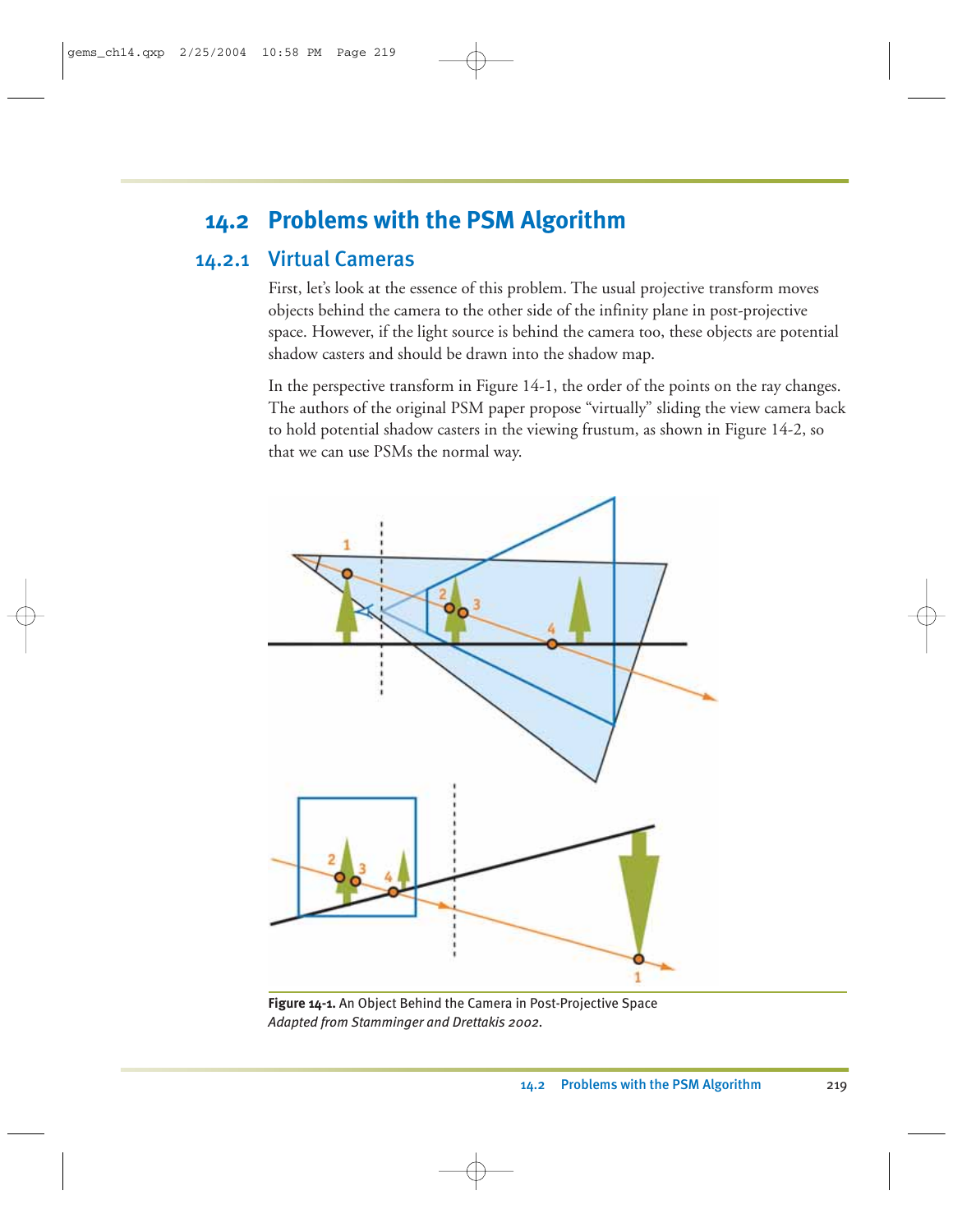## 14.2 Problems with the PSM Algorithm

### 14.2.1 Virtual Cameras

First, let's look at the essence of this problem. The usual projective transform moves objects behind the camera to the other side of the infinity plane in post-projective space. However, if the light source is behind the camera too, these objects are potential shadow casters and should be drawn into the shadow map.

In the perspective transform in Figure 14-1, the order of the points on the ray changes. The authors of the original PSM paper propose "virtually" sliding the view camera back to hold potential shadow casters in the viewing frustum, as shown in Figure 14-2, so that we can use PSMs the normal way.

**Figure 14-1.** An Object Behind the Camera in Post-Projective Space
*Adapted from Stamminger and Drettakis 2002.*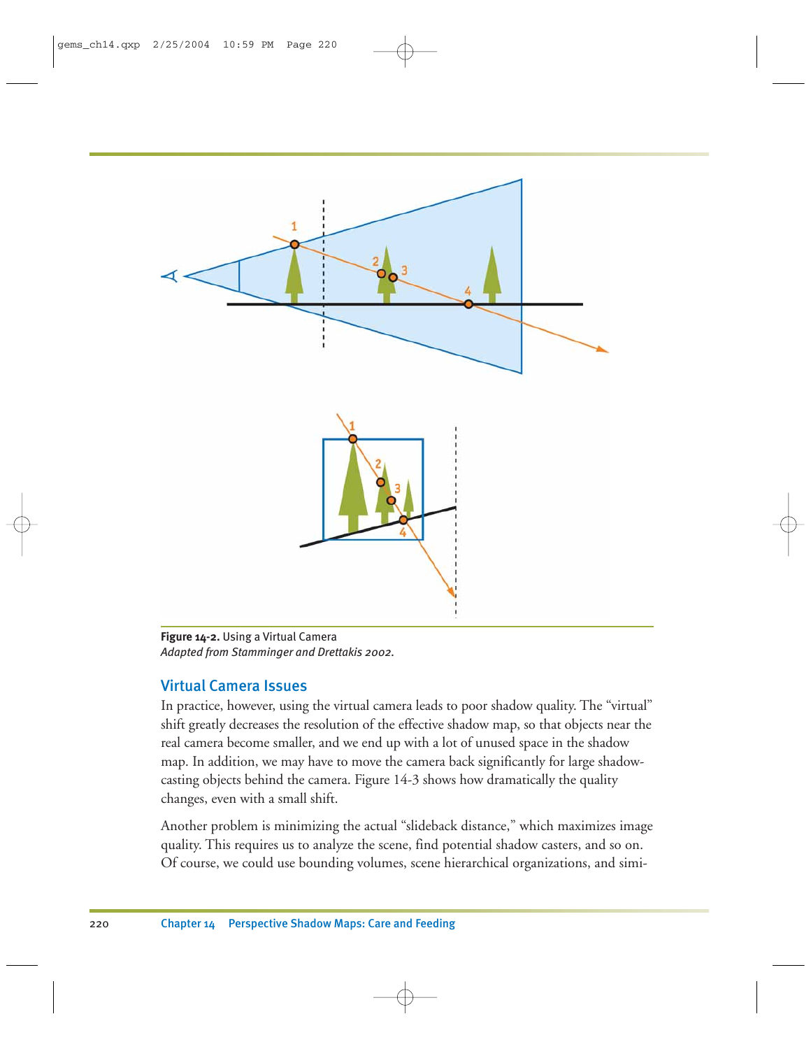**Figure 14-2.** Using a Virtual Camera
*Adapted from Stamminger and Drettakis 2002.*

## Virtual Camera Issues

In practice, however, using the virtual camera leads to poor shadow quality. The "virtual" shift greatly decreases the resolution of the effective shadow map, so that objects near the real camera become smaller, and we end up with a lot of unused space in the shadow map. In addition, we may have to move the camera back significantly for large shadow-casting objects behind the camera. Figure 14-3 shows how dramatically the quality changes, even with a small shift.

Another problem is minimizing the actual "slideback distance," which maximizes image quality. This requires us to analyze the scene, find potential shadow casters, and so on. Of course, we could use bounding volumes, scene hierarchical organizations, and simi-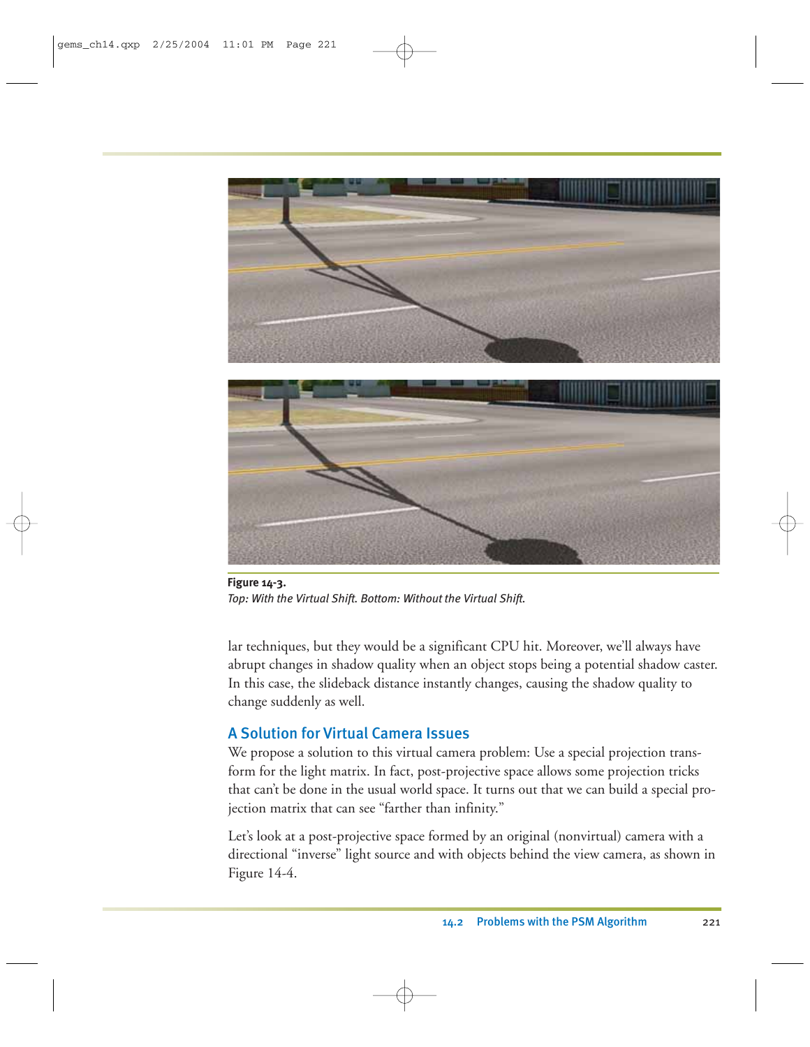**Figure 14-3.**
*Top: With the Virtual Shift. Bottom: Without the Virtual Shift.*

lar techniques, but they would be a significant CPU hit. Moreover, we'll always have abrupt changes in shadow quality when an object stops being a potential shadow caster. In this case, the slideback distance instantly changes, causing the shadow quality to change suddenly as well.

### A Solution for Virtual Camera Issues

We propose a solution to this virtual camera problem: Use a special projection transform for the light matrix. In fact, post-projective space allows some projection tricks that can't be done in the usual world space. It turns out that we can build a special projection matrix that can see "farther than infinity."

Let's look at a post-projective space formed by an original (nonvirtual) camera with a directional "inverse" light source and with objects behind the view camera, as shown in Figure 14-4.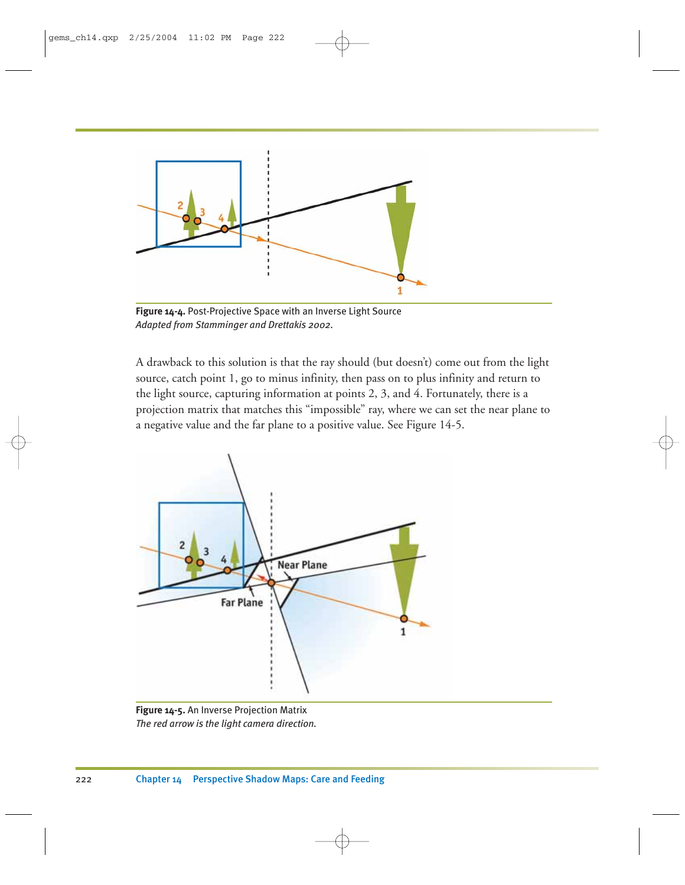**Figure 14-4.** Post-Projective Space with an Inverse Light Source
*Adapted from Stamminger and Drettakis 2002.*

A drawback to this solution is that the ray should (but doesn't) come out from the light source, catch point 1, go to minus infinity, then pass on to plus infinity and return to the light source, capturing information at points 2, 3, and 4. Fortunately, there is a projection matrix that matches this "impossible" ray, where we can set the near plane to a negative value and the far plane to a positive value. See Figure 14-5.

**Figure 14-5.** An Inverse Projection Matrix
*The red arrow is the light camera direction.*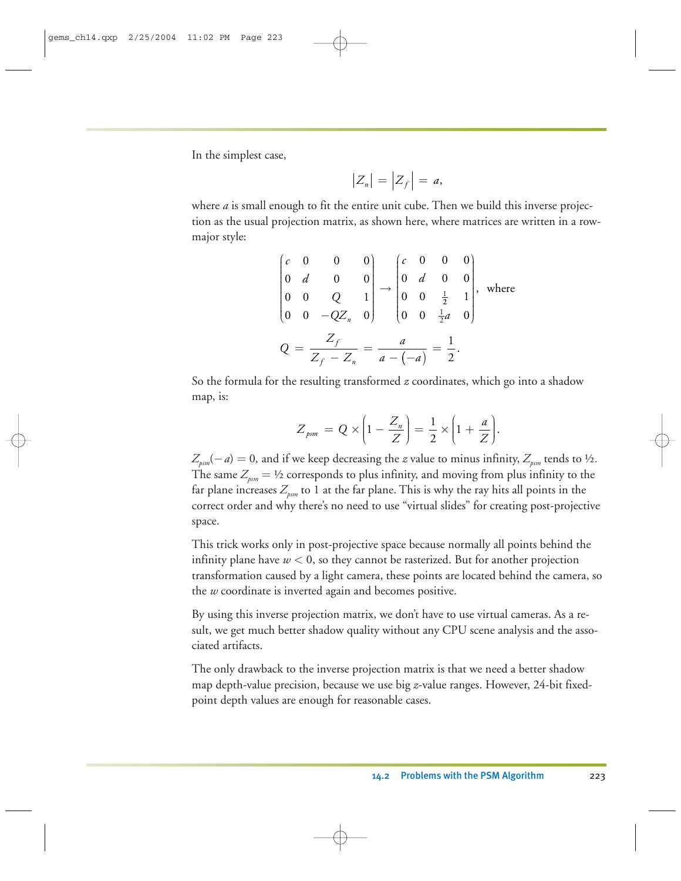In the simplest case,

$$\left|Z_n\right| = \left|Z_f\right| = a,$$

where $a$ is small enough to fit the entire unit cube. Then we build this inverse projection as the usual projection matrix, as shown here, where matrices are written in a row-major style:

$$\begin{pmatrix} c & 0 & 0 & 0 \\ 0 & d & 0 & 0 \\ 0 & 0 & Q & 1 \\ 0 & 0 & -QZ_n & 0 \end{pmatrix} \rightarrow \begin{pmatrix} c & 0 & 0 & 0 \\ 0 & d & 0 & 0 \\ 0 & 0 & \frac{1}{2} & 1 \\ 0 & 0 & \frac{1}{2}a & 0 \end{pmatrix}, \text{ where}$$

$$Q = \frac{Z_f}{Z_f - Z_n} = \frac{a}{a - (-a)} = \frac{1}{2}.$$

So the formula for the resulting transformed $z$ coordinates, which go into a shadow map, is:

$$Z_{psm} = Q \times \left(1 - \frac{Z_n}{Z}\right) = \frac{1}{2} \times \left(1 + \frac{a}{Z}\right).$$

$Z_{psm}(-a) = 0$, and if we keep decreasing the $z$ value to minus infinity, $Z_{psm}$ tends to ½. The same $Z_{psm} = ½$ corresponds to plus infinity, and moving from plus infinity to the far plane increases $Z_{psm}$ to 1 at the far plane. This is why the ray hits all points in the correct order and why there's no need to use "virtual slides" for creating post-projective space.

This trick works only in post-projective space because normally all points behind the infinity plane have $w < 0$, so they cannot be rasterized. But for another projection transformation caused by a light camera, these points are located behind the camera, so the $w$ coordinate is inverted again and becomes positive.

By using this inverse projection matrix, we don't have to use virtual cameras. As a result, we get much better shadow quality without any CPU scene analysis and the associated artifacts.

The only drawback to the inverse projection matrix is that we need a better shadow map depth-value precision, because we use big $z$-value ranges. However, 24-bit fixed-point depth values are enough for reasonable cases.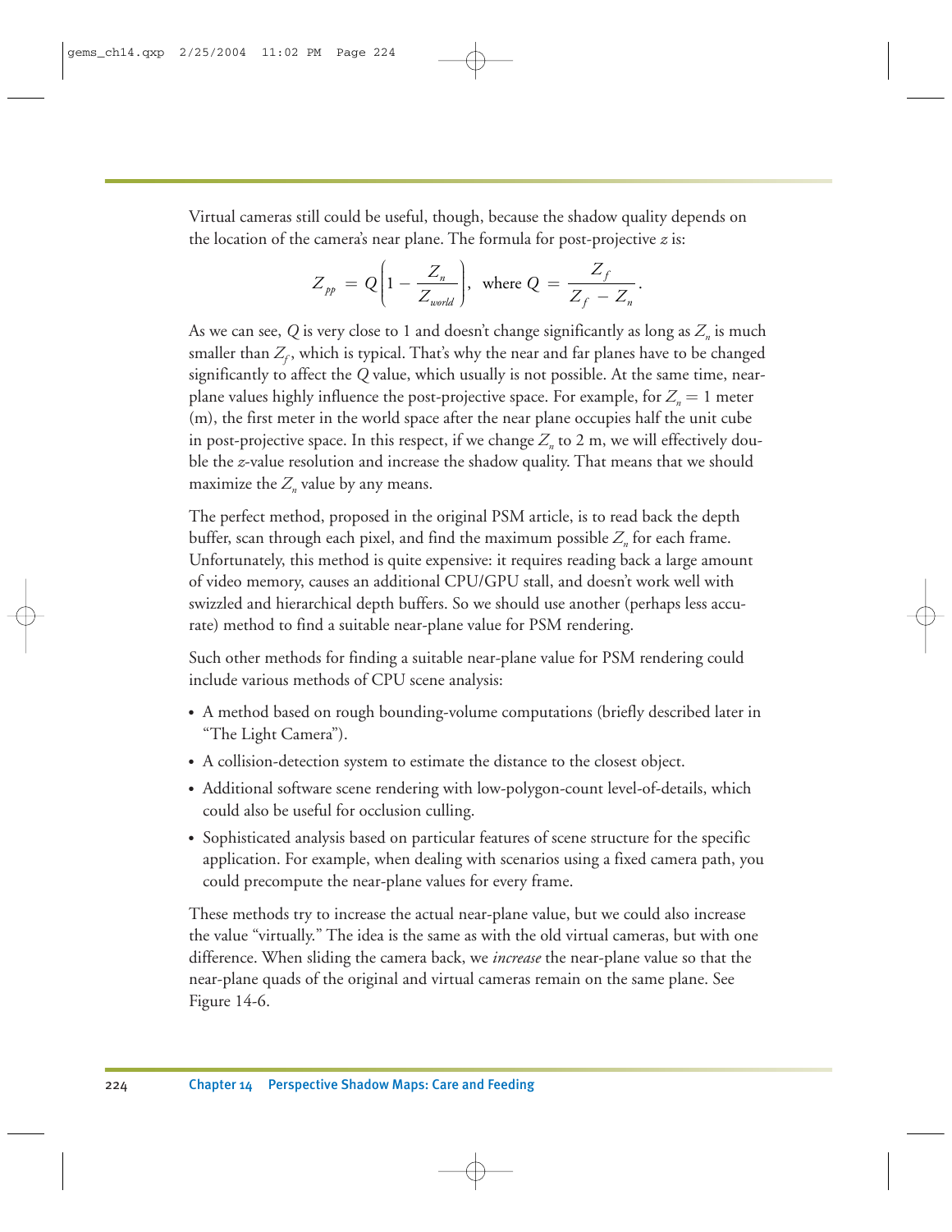Virtual cameras still could be useful, though, because the shadow quality depends on the location of the camera's near plane. The formula for post-projective $z$ is:

$$Z_{pp} = Q\left(1 - \frac{Z_n}{Z_{world}}\right), \text{ where } Q = \frac{Z_f}{Z_f - Z_n}.$$

As we can see, $Q$ is very close to 1 and doesn't change significantly as long as $Z_n$ is much smaller than $Z_f$, which is typical. That's why the near and far planes have to be changed significantly to affect the $Q$ value, which usually is not possible. At the same time, near-plane values highly influence the post-projective space. For example, for $Z_n = 1$ meter (m), the first meter in the world space after the near plane occupies half the unit cube in post-projective space. In this respect, if we change $Z_n$ to 2 m, we will effectively double the $z$-value resolution and increase the shadow quality. That means that we should maximize the $Z_n$ value by any means.

The perfect method, proposed in the original PSM article, is to read back the depth buffer, scan through each pixel, and find the maximum possible $Z_n$ for each frame. Unfortunately, this method is quite expensive: it requires reading back a large amount of video memory, causes an additional CPU/GPU stall, and doesn't work well with swizzled and hierarchical depth buffers. So we should use another (perhaps less accurate) method to find a suitable near-plane value for PSM rendering.

Such other methods for finding a suitable near-plane value for PSM rendering could include various methods of CPU scene analysis:

- A method based on rough bounding-volume computations (briefly described later in "The Light Camera").
- A collision-detection system to estimate the distance to the closest object.
- Additional software scene rendering with low-polygon-count level-of-details, which could also be useful for occlusion culling.
- Sophisticated analysis based on particular features of scene structure for the specific application. For example, when dealing with scenarios using a fixed camera path, you could precompute the near-plane values for every frame.

These methods try to increase the actual near-plane value, but we could also increase the value "virtually." The idea is the same as with the old virtual cameras, but with one difference. When sliding the camera back, we *increase* the near-plane value so that the near-plane quads of the original and virtual cameras remain on the same plane. See Figure 14-6.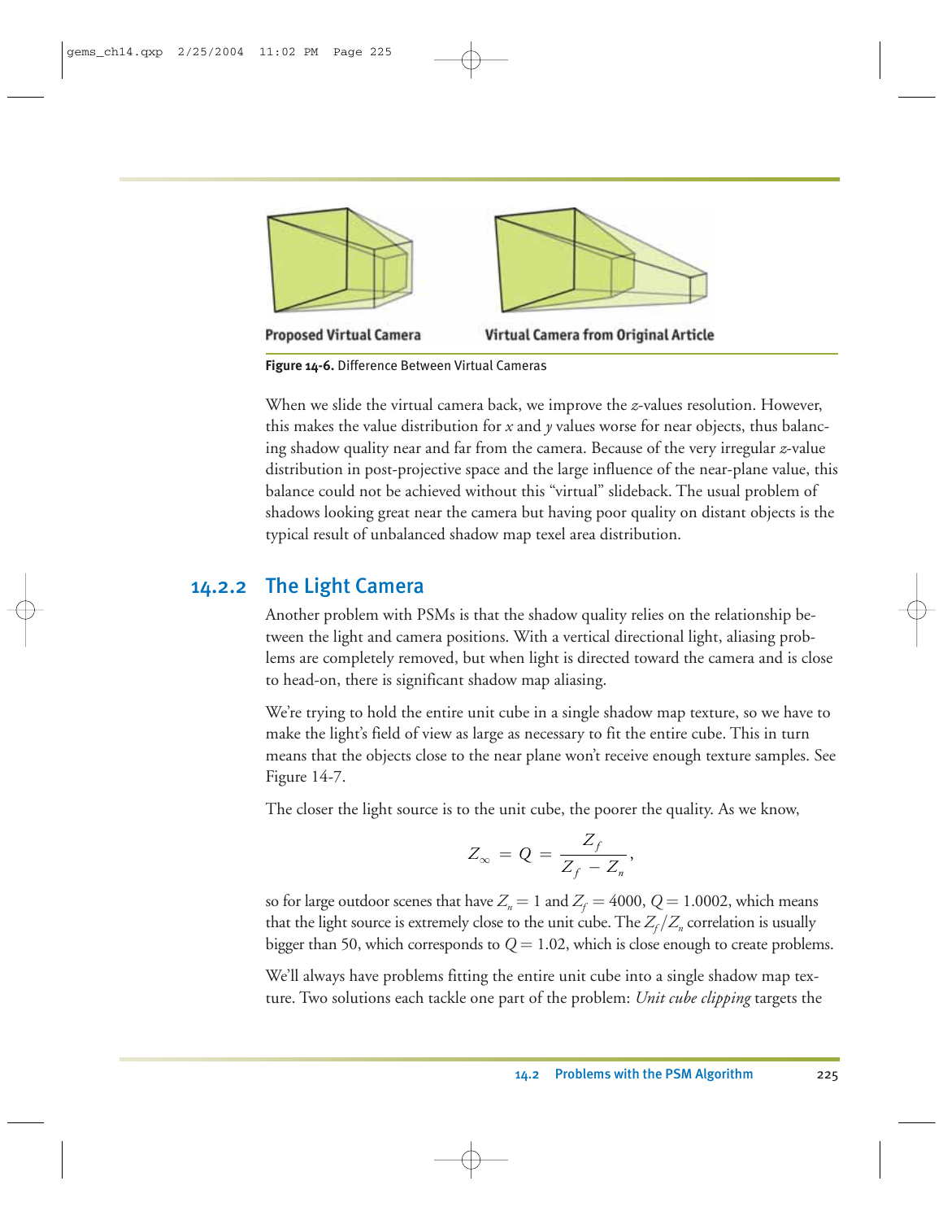Proposed Virtual Camera    Virtual Camera from Original Article

**Figure 14-6.** Difference Between Virtual Cameras

When we slide the virtual camera back, we improve the *z*-values resolution. However, this makes the value distribution for *x* and *y* values worse for near objects, thus balancing shadow quality near and far from the camera. Because of the very irregular *z*-value distribution in post-projective space and the large influence of the near-plane value, this balance could not be achieved without this "virtual" slideback. The usual problem of shadows looking great near the camera but having poor quality on distant objects is the typical result of unbalanced shadow map texel area distribution.

### 14.2.2 The Light Camera

Another problem with PSMs is that the shadow quality relies on the relationship between the light and camera positions. With a vertical directional light, aliasing problems are completely removed, but when light is directed toward the camera and is close to head-on, there is significant shadow map aliasing.

We're trying to hold the entire unit cube in a single shadow map texture, so we have to make the light's field of view as large as necessary to fit the entire cube. This in turn means that the objects close to the near plane won't receive enough texture samples. See Figure 14-7.

The closer the light source is to the unit cube, the poorer the quality. As we know,

$$Z_\infty = Q = \frac{Z_f}{Z_f - Z_n},$$

so for large outdoor scenes that have $Z_n = 1$ and $Z_f = 4000$, $Q = 1.0002$, which means that the light source is extremely close to the unit cube. The $Z_f/Z_n$ correlation is usually bigger than 50, which corresponds to $Q = 1.02$, which is close enough to create problems.

We'll always have problems fitting the entire unit cube into a single shadow map texture. Two solutions each tackle one part of the problem: *Unit cube clipping* targets the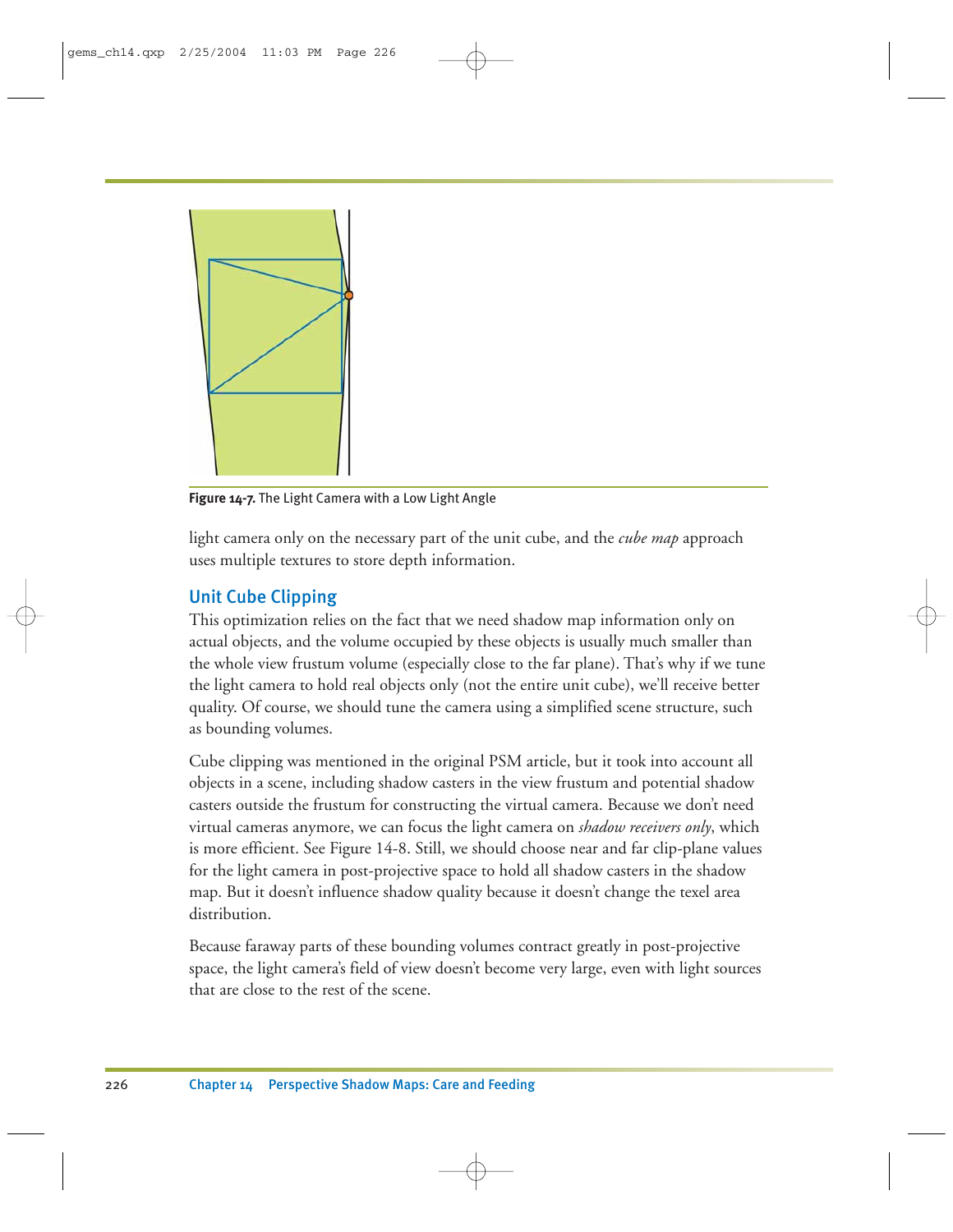Figure 14-7. The Light Camera with a Low Light Angle

light camera only on the necessary part of the unit cube, and the *cube map* approach uses multiple textures to store depth information.

### Unit Cube Clipping

This optimization relies on the fact that we need shadow map information only on actual objects, and the volume occupied by these objects is usually much smaller than the whole view frustum volume (especially close to the far plane). That's why if we tune the light camera to hold real objects only (not the entire unit cube), we'll receive better quality. Of course, we should tune the camera using a simplified scene structure, such as bounding volumes.

Cube clipping was mentioned in the original PSM article, but it took into account all objects in a scene, including shadow casters in the view frustum and potential shadow casters outside the frustum for constructing the virtual camera. Because we don't need virtual cameras anymore, we can focus the light camera on *shadow receivers only*, which is more efficient. See Figure 14-8. Still, we should choose near and far clip-plane values for the light camera in post-projective space to hold all shadow casters in the shadow map. But it doesn't influence shadow quality because it doesn't change the texel area distribution.

Because faraway parts of these bounding volumes contract greatly in post-projective space, the light camera's field of view doesn't become very large, even with light sources that are close to the rest of the scene.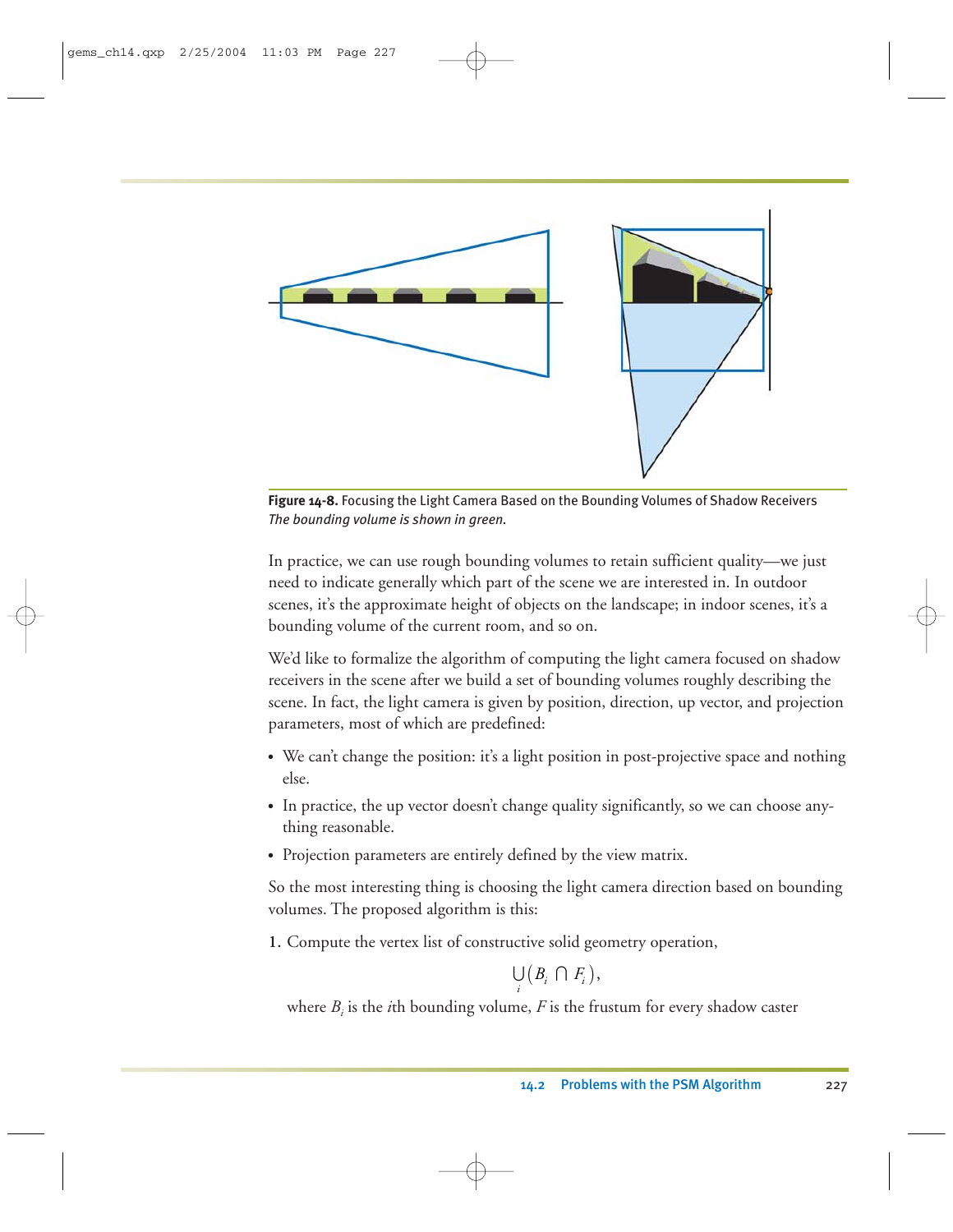**Figure 14-8.** Focusing the Light Camera Based on the Bounding Volumes of Shadow Receivers
*The bounding volume is shown in green.*

In practice, we can use rough bounding volumes to retain sufficient quality—we just need to indicate generally which part of the scene we are interested in. In outdoor scenes, it's the approximate height of objects on the landscape; in indoor scenes, it's a bounding volume of the current room, and so on.

We'd like to formalize the algorithm of computing the light camera focused on shadow receivers in the scene after we build a set of bounding volumes roughly describing the scene. In fact, the light camera is given by position, direction, up vector, and projection parameters, most of which are predefined:

- We can't change the position: it's a light position in post-projective space and nothing else.
- In practice, the up vector doesn't change quality significantly, so we can choose anything reasonable.
- Projection parameters are entirely defined by the view matrix.

So the most interesting thing is choosing the light camera direction based on bounding volumes. The proposed algorithm is this:

1. Compute the vertex list of constructive solid geometry operation,

$$\bigcup_i \left( B_i \cap F_i \right),$$

where $B_i$ is the *i*th bounding volume, $F$ is the frustum for every shadow caster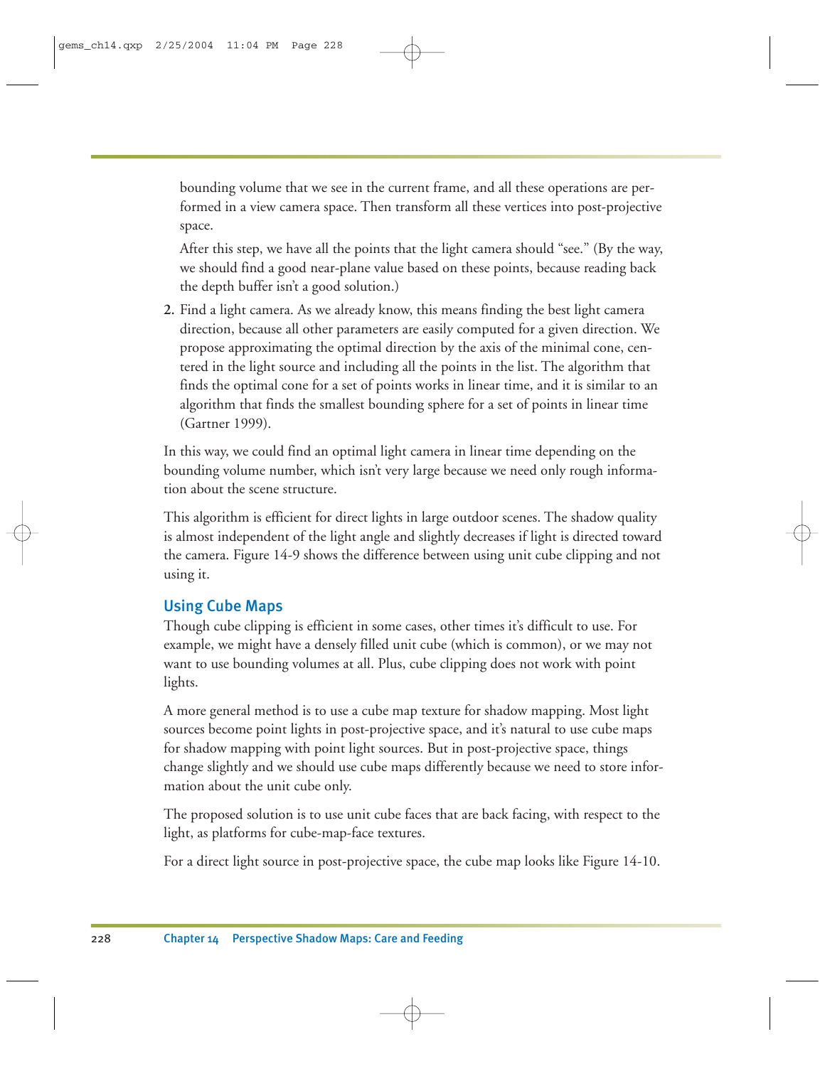bounding volume that we see in the current frame, and all these operations are performed in a view camera space. Then transform all these vertices into post-projective space.

After this step, we have all the points that the light camera should "see." (By the way, we should find a good near-plane value based on these points, because reading back the depth buffer isn't a good solution.)

2. Find a light camera. As we already know, this means finding the best light camera direction, because all other parameters are easily computed for a given direction. We propose approximating the optimal direction by the axis of the minimal cone, centered in the light source and including all the points in the list. The algorithm that finds the optimal cone for a set of points works in linear time, and it is similar to an algorithm that finds the smallest bounding sphere for a set of points in linear time (Gartner 1999).

In this way, we could find an optimal light camera in linear time depending on the bounding volume number, which isn't very large because we need only rough information about the scene structure.

This algorithm is efficient for direct lights in large outdoor scenes. The shadow quality is almost independent of the light angle and slightly decreases if light is directed toward the camera. Figure 14-9 shows the difference between using unit cube clipping and not using it.

### Using Cube Maps

Though cube clipping is efficient in some cases, other times it's difficult to use. For example, we might have a densely filled unit cube (which is common), or we may not want to use bounding volumes at all. Plus, cube clipping does not work with point lights.

A more general method is to use a cube map texture for shadow mapping. Most light sources become point lights in post-projective space, and it's natural to use cube maps for shadow mapping with point light sources. But in post-projective space, things change slightly and we should use cube maps differently because we need to store information about the unit cube only.

The proposed solution is to use unit cube faces that are back facing, with respect to the light, as platforms for cube-map-face textures.

For a direct light source in post-projective space, the cube map looks like Figure 14-10.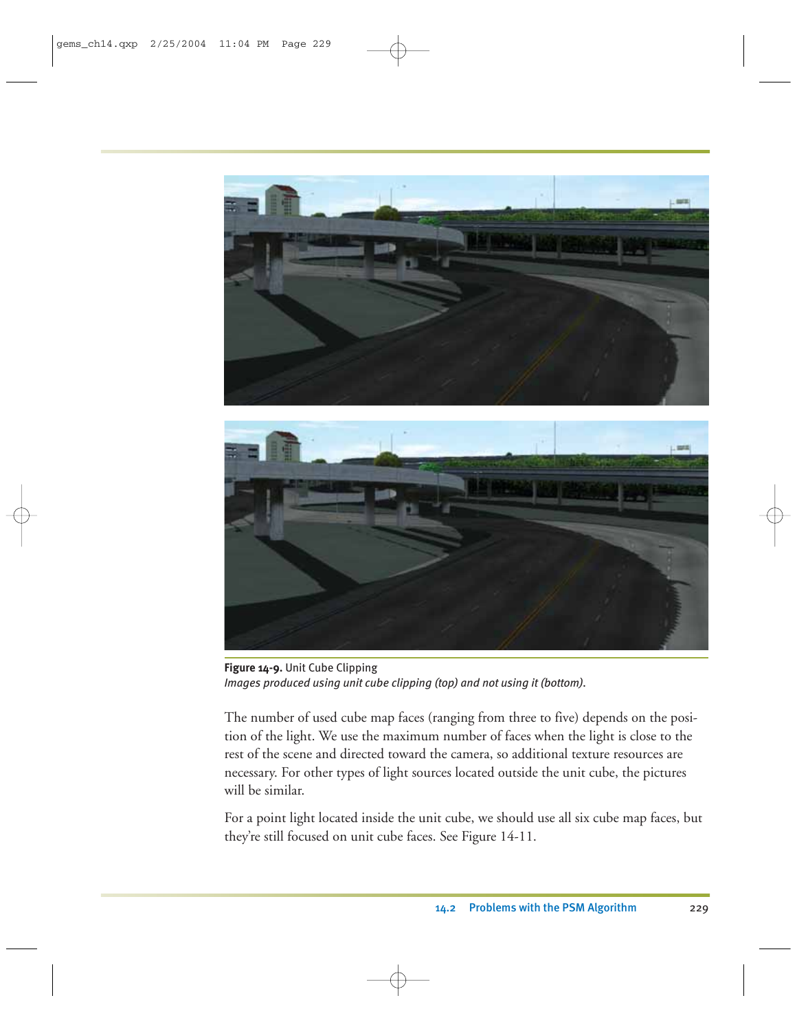**Figure 14-9.** Unit Cube Clipping
*Images produced using unit cube clipping (top) and not using it (bottom).*

The number of used cube map faces (ranging from three to five) depends on the position of the light. We use the maximum number of faces when the light is close to the rest of the scene and directed toward the camera, so additional texture resources are necessary. For other types of light sources located outside the unit cube, the pictures will be similar.

For a point light located inside the unit cube, we should use all six cube map faces, but they're still focused on unit cube faces. See Figure 14-11.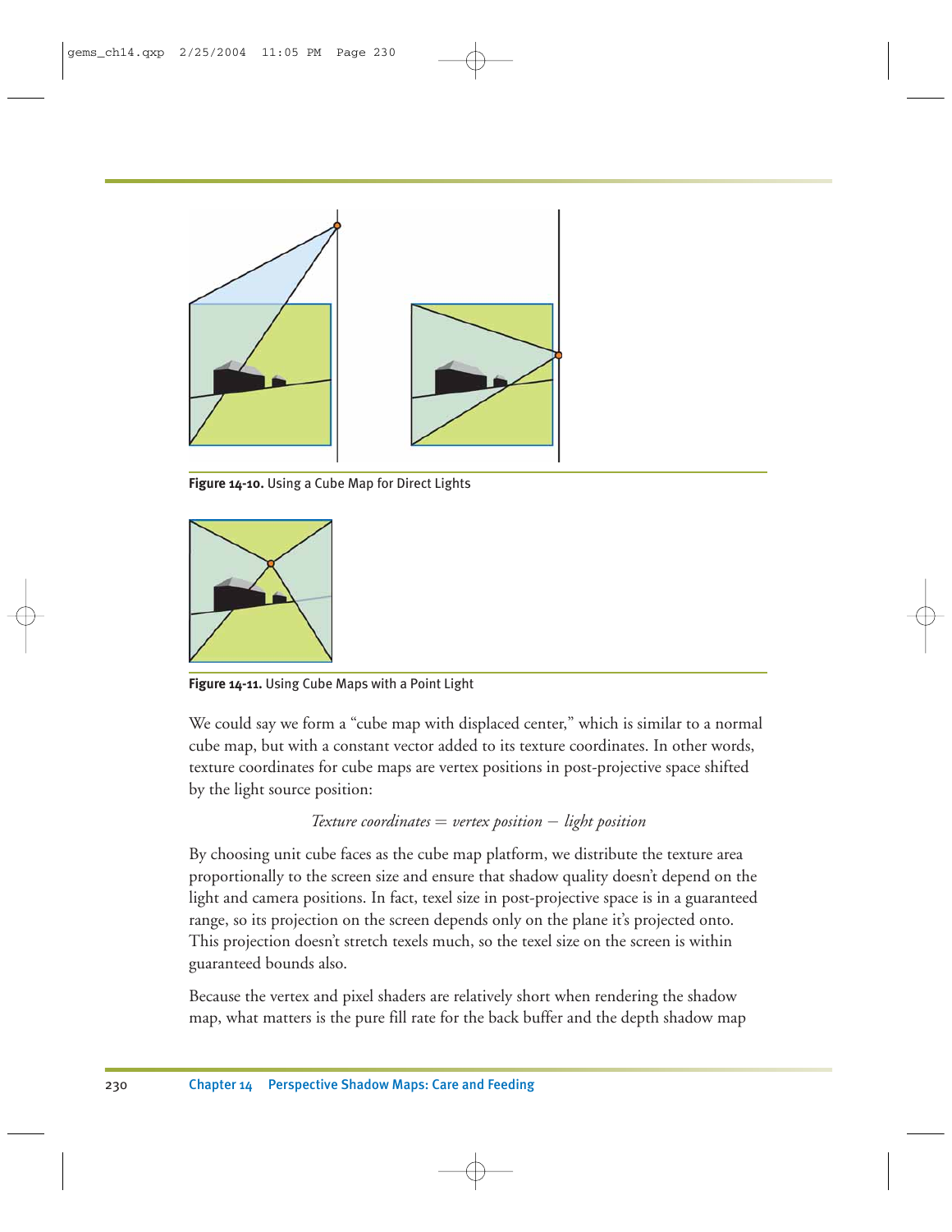Figure 14-10. Using a Cube Map for Direct Lights

Figure 14-11. Using Cube Maps with a Point Light

We could say we form a "cube map with displaced center," which is similar to a normal cube map, but with a constant vector added to its texture coordinates. In other words, texture coordinates for cube maps are vertex positions in post-projective space shifted by the light source position:

$$\textit{Texture coordinates} = \textit{vertex position} - \textit{light position}$$

By choosing unit cube faces as the cube map platform, we distribute the texture area proportionally to the screen size and ensure that shadow quality doesn't depend on the light and camera positions. In fact, texel size in post-projective space is in a guaranteed range, so its projection on the screen depends only on the plane it's projected onto. This projection doesn't stretch texels much, so the texel size on the screen is within guaranteed bounds also.

Because the vertex and pixel shaders are relatively short when rendering the shadow map, what matters is the pure fill rate for the back buffer and the depth shadow map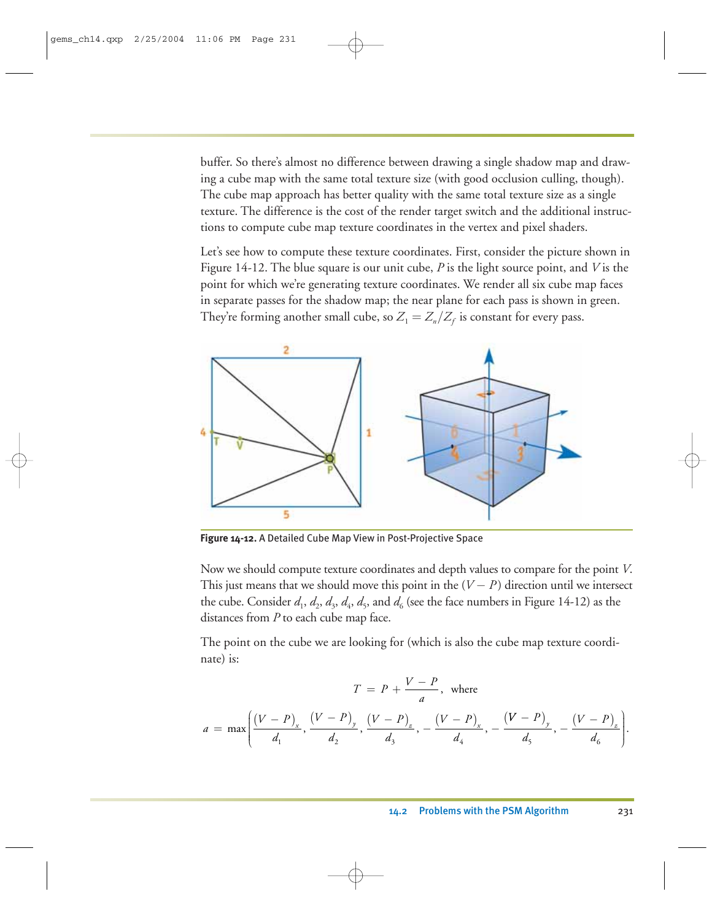buffer. So there's almost no difference between drawing a single shadow map and drawing a cube map with the same total texture size (with good occlusion culling, though). The cube map approach has better quality with the same total texture size as a single texture. The difference is the cost of the render target switch and the additional instructions to compute cube map texture coordinates in the vertex and pixel shaders.

Let's see how to compute these texture coordinates. First, consider the picture shown in Figure 14-12. The blue square is our unit cube, $P$ is the light source point, and $V$ is the point for which we're generating texture coordinates. We render all six cube map faces in separate passes for the shadow map; the near plane for each pass is shown in green. They're forming another small cube, so $Z_1 = Z_n/Z_f$ is constant for every pass.

**Figure 14-12.** A Detailed Cube Map View in Post-Projective Space

Now we should compute texture coordinates and depth values to compare for the point $V$. This just means that we should move this point in the $(V - P)$ direction until we intersect the cube. Consider $d_1$, $d_2$, $d_3$, $d_4$, $d_5$, and $d_6$ (see the face numbers in Figure 14-12) as the distances from $P$ to each cube map face.

The point on the cube we are looking for (which is also the cube map texture coordinate) is:

$$T = P + \frac{V - P}{a}, \text{ where}$$

$$a = \max\left(\frac{(V-P)_x}{d_1}, \frac{(V-P)_y}{d_2}, \frac{(V-P)_z}{d_3}, -\frac{(V-P)_x}{d_4}, -\frac{(V-P)_y}{d_5}, -\frac{(V-P)_z}{d_6}\right).$$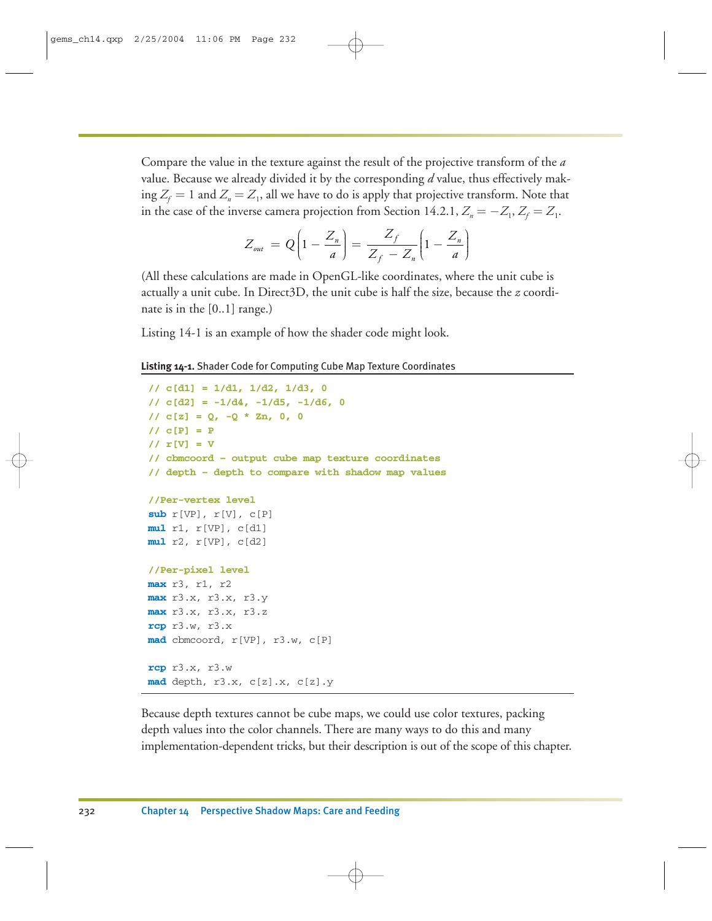Compare the value in the texture against the result of the projective transform of the $a$ value. Because we already divided it by the corresponding $d$ value, thus effectively making $Z_f = 1$ and $Z_n = Z_1$, all we have to do is apply that projective transform. Note that in the case of the inverse camera projection from Section 14.2.1, $Z_n = -Z_1$, $Z_f = Z_1$.

$$Z_{out} = Q\left(1 - \frac{Z_n}{a}\right) = \frac{Z_f}{Z_f - Z_n}\left(1 - \frac{Z_n}{a}\right)$$

(All these calculations are made in OpenGL-like coordinates, where the unit cube is actually a unit cube. In Direct3D, the unit cube is half the size, because the $z$ coordinate is in the [0..1] range.)

Listing 14-1 is an example of how the shader code might look.

**Listing 14-1.** Shader Code for Computing Cube Map Texture Coordinates

```
// c[d1] = 1/d1, 1/d2, 1/d3, 0
// c[d2] = -1/d4, -1/d5, -1/d6, 0
// c[z] = Q, -Q * Zn, 0, 0
// c[P] = P
// r[V] = V
// cbmcoord - output cube map texture coordinates
// depth - depth to compare with shadow map values

//Per-vertex level
sub r[VP], r[V], c[P]
mul r1, r[VP], c[d1]
mul r2, r[VP], c[d2]

//Per-pixel level
max r3, r1, r2
max r3.x, r3.x, r3.y
max r3.x, r3.x, r3.z
rcp r3.w, r3.x
mad cbmcoord, r[VP], r3.w, c[P]

rcp r3.x, r3.w
mad depth, r3.x, c[z].x, c[z].y
```

Because depth textures cannot be cube maps, we could use color textures, packing depth values into the color channels. There are many ways to do this and many implementation-dependent tricks, but their description is out of the scope of this chapter.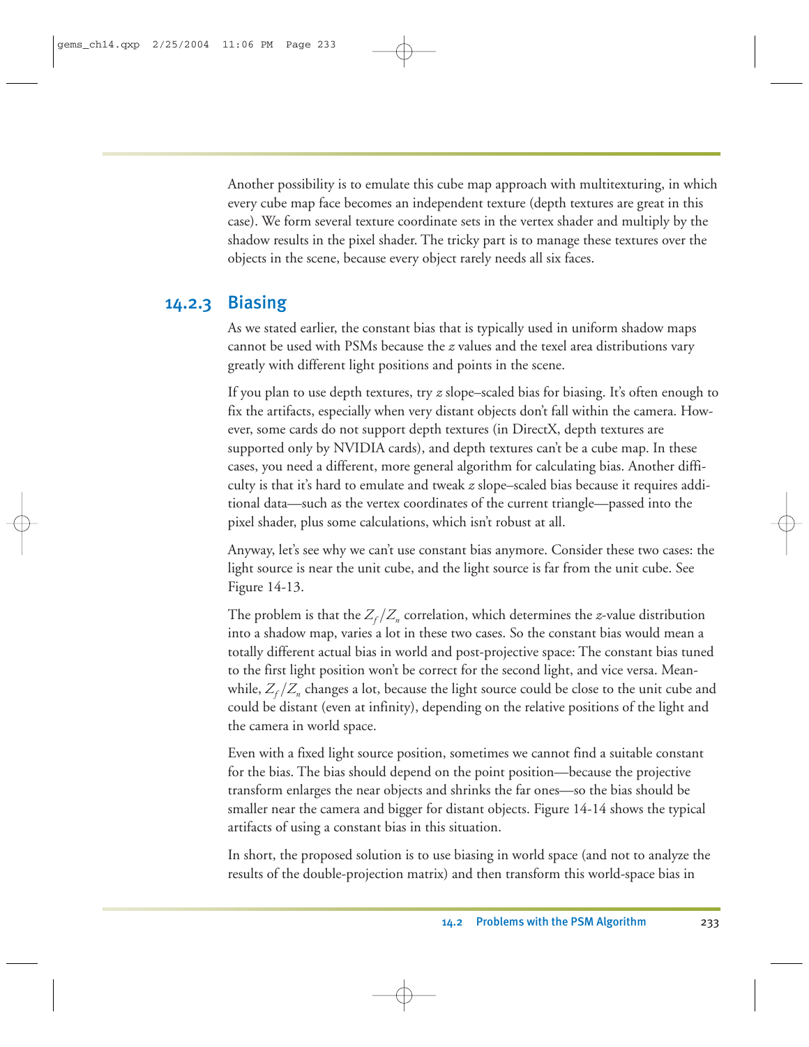Another possibility is to emulate this cube map approach with multitexturing, in which every cube map face becomes an independent texture (depth textures are great in this case). We form several texture coordinate sets in the vertex shader and multiply by the shadow results in the pixel shader. The tricky part is to manage these textures over the objects in the scene, because every object rarely needs all six faces.

### 14.2.3 Biasing

As we stated earlier, the constant bias that is typically used in uniform shadow maps cannot be used with PSMs because the *z* values and the texel area distributions vary greatly with different light positions and points in the scene.

If you plan to use depth textures, try *z* slope–scaled bias for biasing. It's often enough to fix the artifacts, especially when very distant objects don't fall within the camera. However, some cards do not support depth textures (in DirectX, depth textures are supported only by NVIDIA cards), and depth textures can't be a cube map. In these cases, you need a different, more general algorithm for calculating bias. Another difficulty is that it's hard to emulate and tweak *z* slope–scaled bias because it requires additional data—such as the vertex coordinates of the current triangle—passed into the pixel shader, plus some calculations, which isn't robust at all.

Anyway, let's see why we can't use constant bias anymore. Consider these two cases: the light source is near the unit cube, and the light source is far from the unit cube. See Figure 14-13.

The problem is that the $Z_f/Z_n$ correlation, which determines the *z*-value distribution into a shadow map, varies a lot in these two cases. So the constant bias would mean a totally different actual bias in world and post-projective space: The constant bias tuned to the first light position won't be correct for the second light, and vice versa. Meanwhile, $Z_f/Z_n$ changes a lot, because the light source could be close to the unit cube and could be distant (even at infinity), depending on the relative positions of the light and the camera in world space.

Even with a fixed light source position, sometimes we cannot find a suitable constant for the bias. The bias should depend on the point position—because the projective transform enlarges the near objects and shrinks the far ones—so the bias should be smaller near the camera and bigger for distant objects. Figure 14-14 shows the typical artifacts of using a constant bias in this situation.

In short, the proposed solution is to use biasing in world space (and not to analyze the results of the double-projection matrix) and then transform this world-space bias in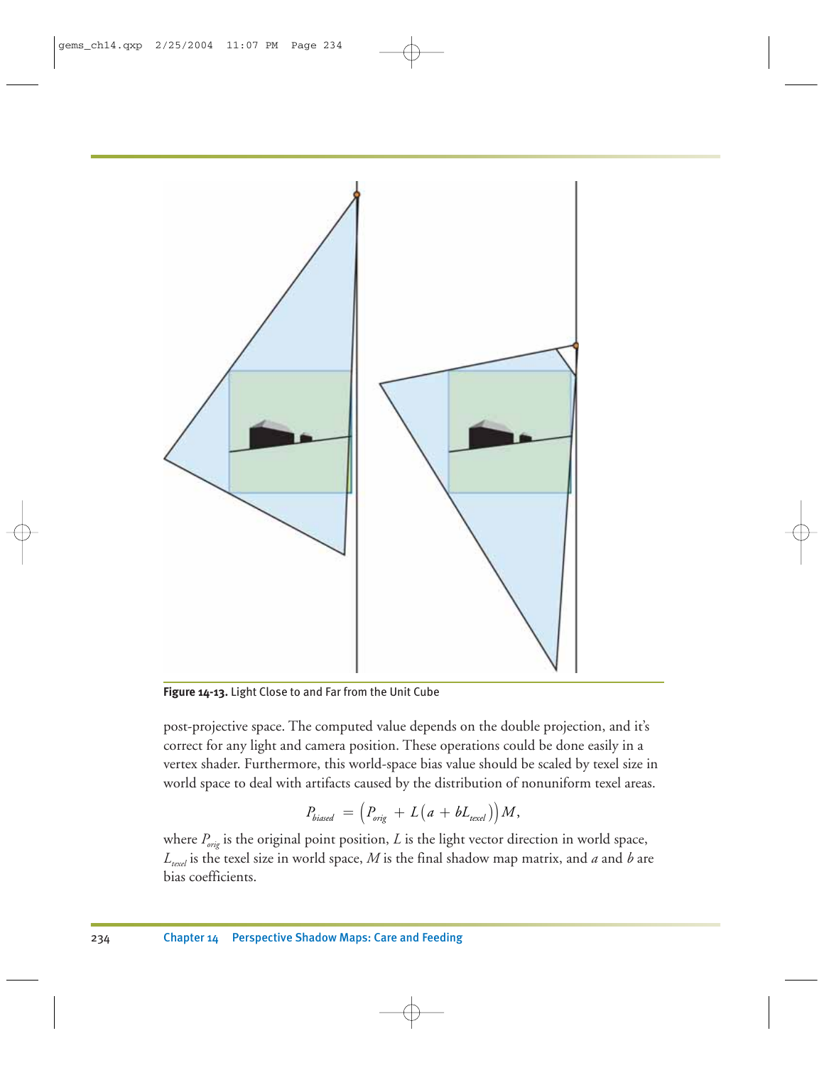**Figure 14-13.** Light Close to and Far from the Unit Cube

post-projective space. The computed value depends on the double projection, and it's correct for any light and camera position. These operations could be done easily in a vertex shader. Furthermore, this world-space bias value should be scaled by texel size in world space to deal with artifacts caused by the distribution of nonuniform texel areas.

$$P_{biased} = \left(P_{orig} + L\left(a + bL_{texel}\right)\right)M,$$

where $P_{orig}$ is the original point position, $L$ is the light vector direction in world space, $L_{texel}$ is the texel size in world space, $M$ is the final shadow map matrix, and $a$ and $b$ are bias coefficients.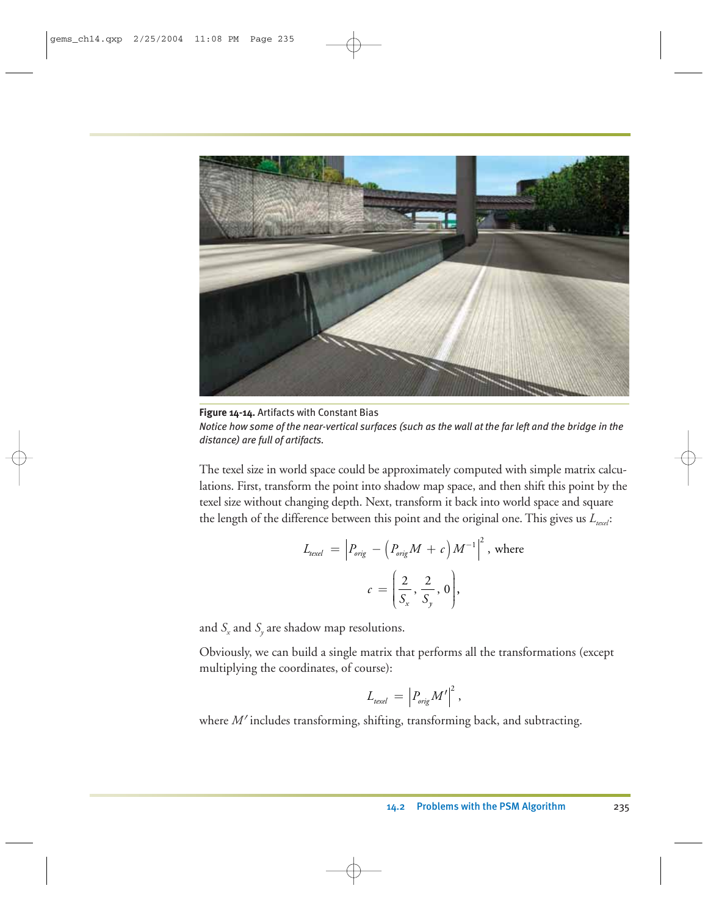**Figure 14-14.** Artifacts with Constant Bias

*Notice how some of the near-vertical surfaces (such as the wall at the far left and the bridge in the distance) are full of artifacts.*

The texel size in world space could be approximately computed with simple matrix calculations. First, transform the point into shadow map space, and then shift this point by the texel size without changing depth. Next, transform it back into world space and square the length of the difference between this point and the original one. This gives us $L_{texel}$:

$$L_{texel} = \left| P_{orig} - \left( P_{orig} M + c \right) M^{-1} \right|^2, \text{ where}$$

$$c = \left( \frac{2}{S_x}, \frac{2}{S_y}, 0 \right),$$

and $S_x$ and $S_y$ are shadow map resolutions.

Obviously, we can build a single matrix that performs all the transformations (except multiplying the coordinates, of course):

$$L_{texel} = \left| P_{orig} M' \right|^2,$$

where $M'$ includes transforming, shifting, transforming back, and subtracting.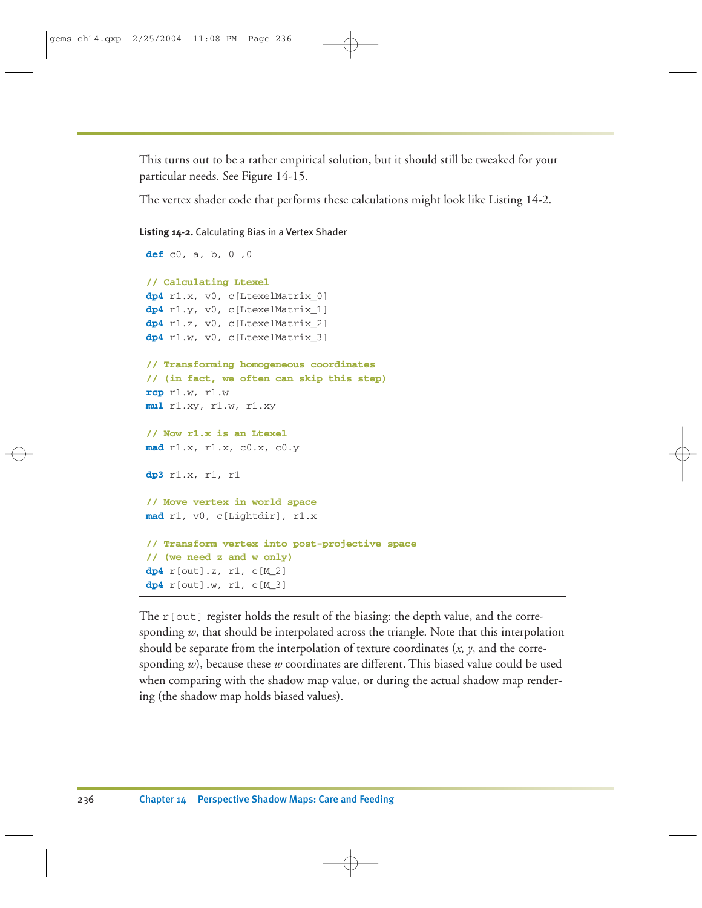This turns out to be a rather empirical solution, but it should still be tweaked for your particular needs. See Figure 14-15.

The vertex shader code that performs these calculations might look like Listing 14-2.

**Listing 14-2.** Calculating Bias in a Vertex Shader

```
def c0, a, b, 0 ,0

// Calculating Ltexel
dp4 r1.x, v0, c[LtexelMatrix_0]
dp4 r1.y, v0, c[LtexelMatrix_1]
dp4 r1.z, v0, c[LtexelMatrix_2]
dp4 r1.w, v0, c[LtexelMatrix_3]

// Transforming homogeneous coordinates
// (in fact, we often can skip this step)
rcp r1.w, r1.w
mul r1.xy, r1.w, r1.xy

// Now r1.x is an Ltexel
mad r1.x, r1.x, c0.x, c0.y

dp3 r1.x, r1, r1

// Move vertex in world space
mad r1, v0, c[Lightdir], r1.x

// Transform vertex into post-projective space
// (we need z and w only)
dp4 r[out].z, r1, c[M_2]
dp4 r[out].w, r1, c[M_3]
```

The `r[out]` register holds the result of the biasing: the depth value, and the corresponding $w$, that should be interpolated across the triangle. Note that this interpolation should be separate from the interpolation of texture coordinates ($x$, $y$, and the corresponding $w$), because these $w$ coordinates are different. This biased value could be used when comparing with the shadow map value, or during the actual shadow map rendering (the shadow map holds biased values).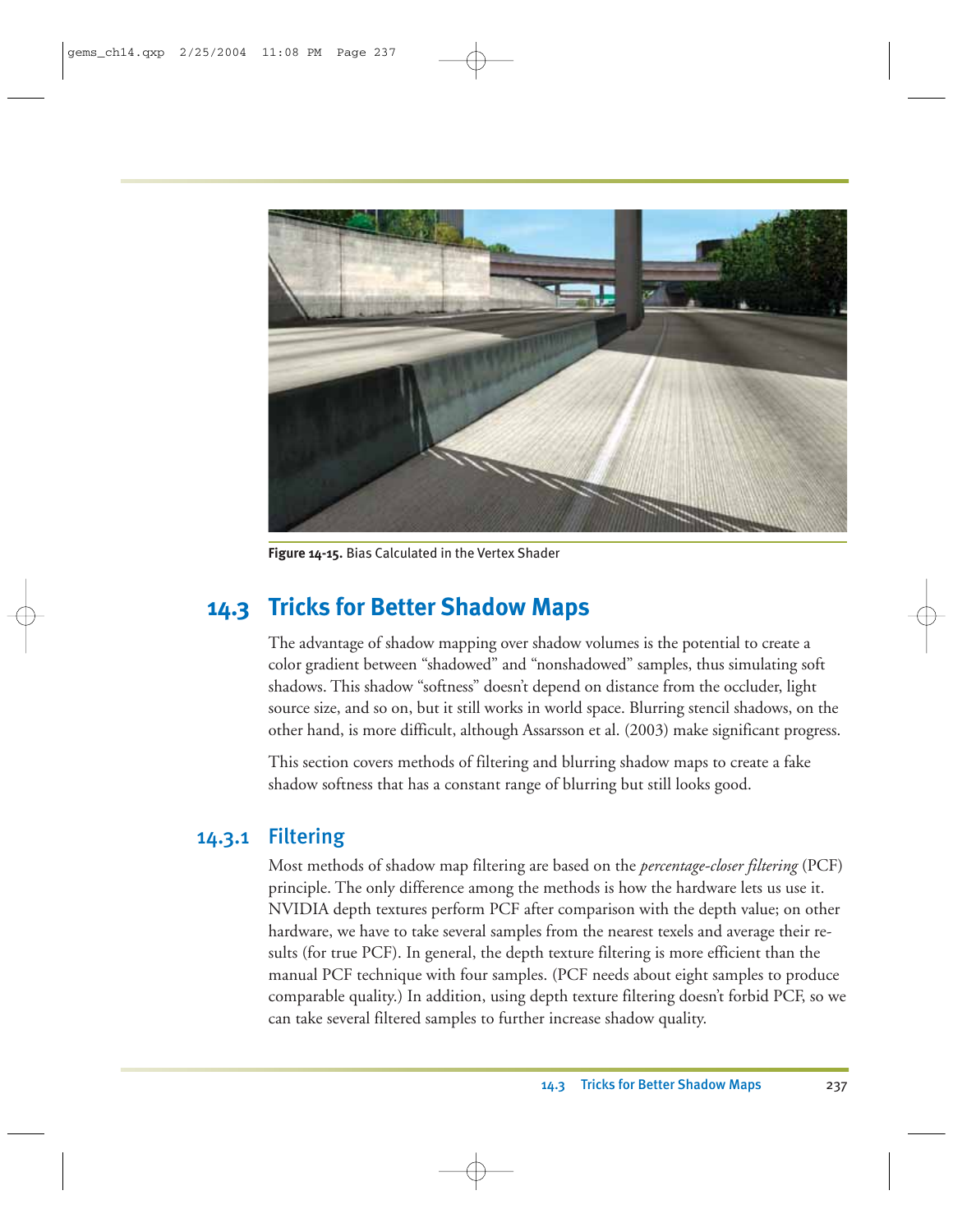Figure 14-15. Bias Calculated in the Vertex Shader

## 14.3 Tricks for Better Shadow Maps

The advantage of shadow mapping over shadow volumes is the potential to create a color gradient between "shadowed" and "nonshadowed" samples, thus simulating soft shadows. This shadow "softness" doesn't depend on distance from the occluder, light source size, and so on, but it still works in world space. Blurring stencil shadows, on the other hand, is more difficult, although Assarsson et al. (2003) make significant progress.

This section covers methods of filtering and blurring shadow maps to create a fake shadow softness that has a constant range of blurring but still looks good.

### 14.3.1 Filtering

Most methods of shadow map filtering are based on the *percentage-closer filtering* (PCF) principle. The only difference among the methods is how the hardware lets us use it. NVIDIA depth textures perform PCF after comparison with the depth value; on other hardware, we have to take several samples from the nearest texels and average their results (for true PCF). In general, the depth texture filtering is more efficient than the manual PCF technique with four samples. (PCF needs about eight samples to produce comparable quality.) In addition, using depth texture filtering doesn't forbid PCF, so we can take several filtered samples to further increase shadow quality.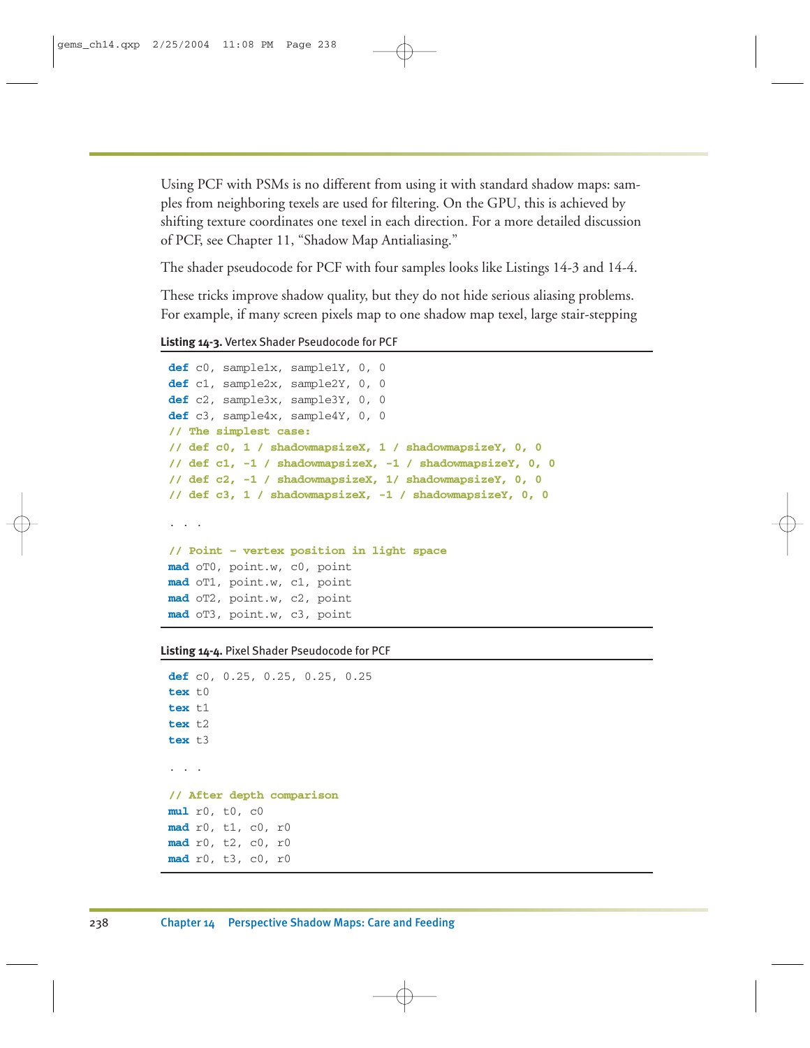Using PCF with PSMs is no different from using it with standard shadow maps: samples from neighboring texels are used for filtering. On the GPU, this is achieved by shifting texture coordinates one texel in each direction. For a more detailed discussion of PCF, see Chapter 11, "Shadow Map Antialiasing."

The shader pseudocode for PCF with four samples looks like Listings 14-3 and 14-4.

These tricks improve shadow quality, but they do not hide serious aliasing problems. For example, if many screen pixels map to one shadow map texel, large stair-stepping

**Listing 14-3.** Vertex Shader Pseudocode for PCF

```
def c0, sample1x, sample1Y, 0, 0
def c1, sample2x, sample2Y, 0, 0
def c2, sample3x, sample3Y, 0, 0
def c3, sample4x, sample4Y, 0, 0
// The simplest case:
// def c0, 1 / shadowmapsizeX, 1 / shadowmapsizeY, 0, 0
// def c1, -1 / shadowmapsizeX, -1 / shadowmapsizeY, 0, 0
// def c2, -1 / shadowmapsizeX, 1/ shadowmapsizeY, 0, 0
// def c3, 1 / shadowmapsizeX, -1 / shadowmapsizeY, 0, 0

. . .

// Point – vertex position in light space
mad oT0, point.w, c0, point
mad oT1, point.w, c1, point
mad oT2, point.w, c2, point
mad oT3, point.w, c3, point
```

**Listing 14-4.** Pixel Shader Pseudocode for PCF

```
def c0, 0.25, 0.25, 0.25, 0.25
tex t0
tex t1
tex t2
tex t3

. . .

// After depth comparison
mul r0, t0, c0
mad r0, t1, c0, r0
mad r0, t2, c0, r0
mad r0, t3, c0, r0
```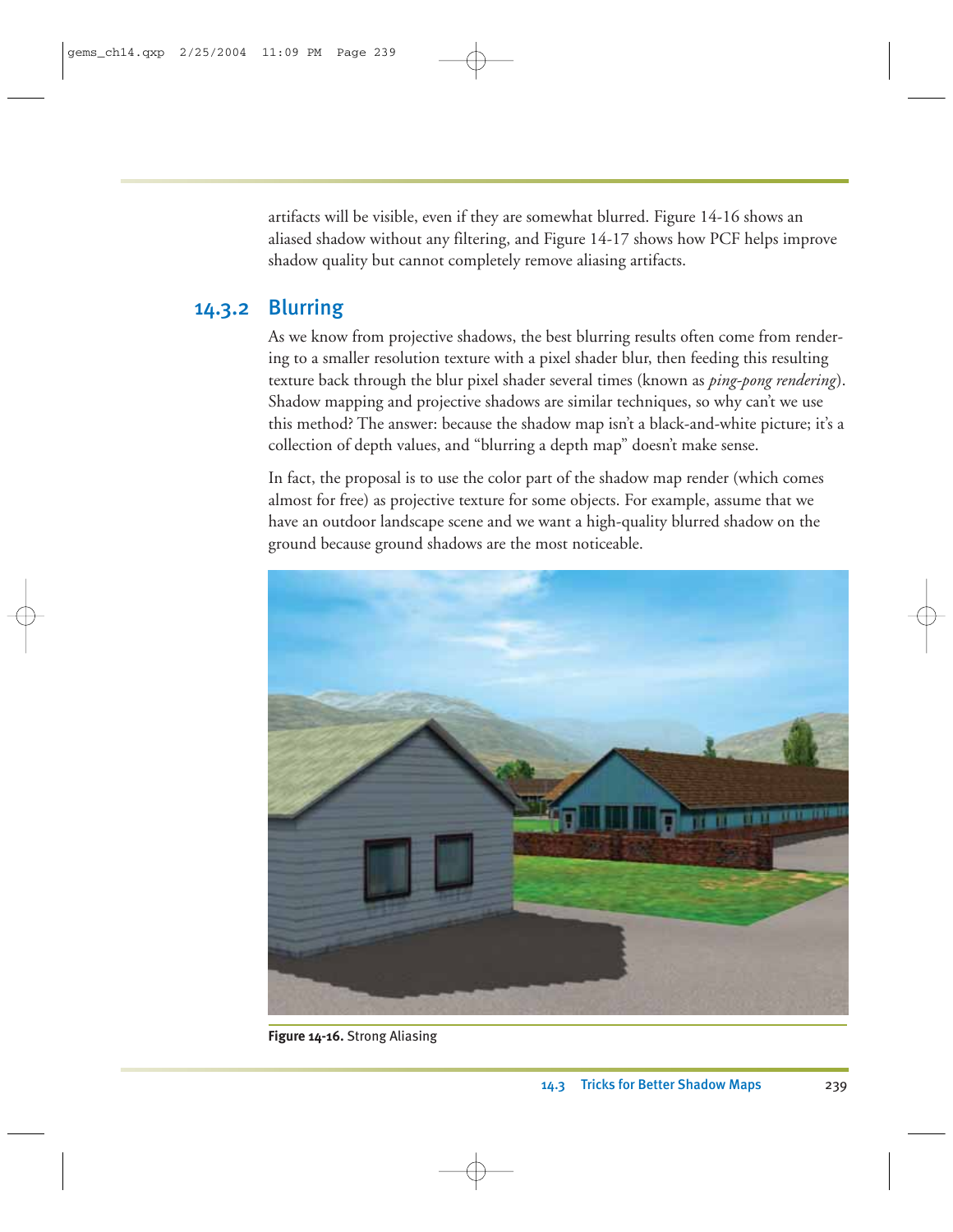artifacts will be visible, even if they are somewhat blurred. Figure 14-16 shows an aliased shadow without any filtering, and Figure 14-17 shows how PCF helps improve shadow quality but cannot completely remove aliasing artifacts.

### 14.3.2 Blurring

As we know from projective shadows, the best blurring results often come from rendering to a smaller resolution texture with a pixel shader blur, then feeding this resulting texture back through the blur pixel shader several times (known as *ping-pong rendering*). Shadow mapping and projective shadows are similar techniques, so why can't we use this method? The answer: because the shadow map isn't a black-and-white picture; it's a collection of depth values, and "blurring a depth map" doesn't make sense.

In fact, the proposal is to use the color part of the shadow map render (which comes almost for free) as projective texture for some objects. For example, assume that we have an outdoor landscape scene and we want a high-quality blurred shadow on the ground because ground shadows are the most noticeable.

**Figure 14-16.** Strong Aliasing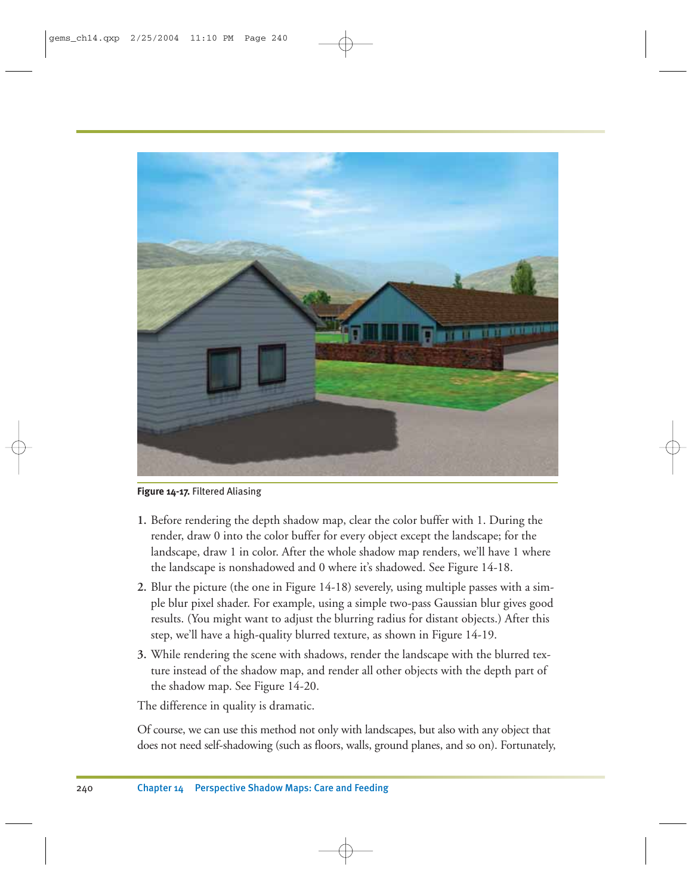**Figure 14-17.** Filtered Aliasing

1. Before rendering the depth shadow map, clear the color buffer with 1. During the render, draw 0 into the color buffer for every object except the landscape; for the landscape, draw 1 in color. After the whole shadow map renders, we'll have 1 where the landscape is nonshadowed and 0 where it's shadowed. See Figure 14-18.
2. Blur the picture (the one in Figure 14-18) severely, using multiple passes with a simple blur pixel shader. For example, using a simple two-pass Gaussian blur gives good results. (You might want to adjust the blurring radius for distant objects.) After this step, we'll have a high-quality blurred texture, as shown in Figure 14-19.
3. While rendering the scene with shadows, render the landscape with the blurred texture instead of the shadow map, and render all other objects with the depth part of the shadow map. See Figure 14-20.

The difference in quality is dramatic.

Of course, we can use this method not only with landscapes, but also with any object that does not need self-shadowing (such as floors, walls, ground planes, and so on). Fortunately,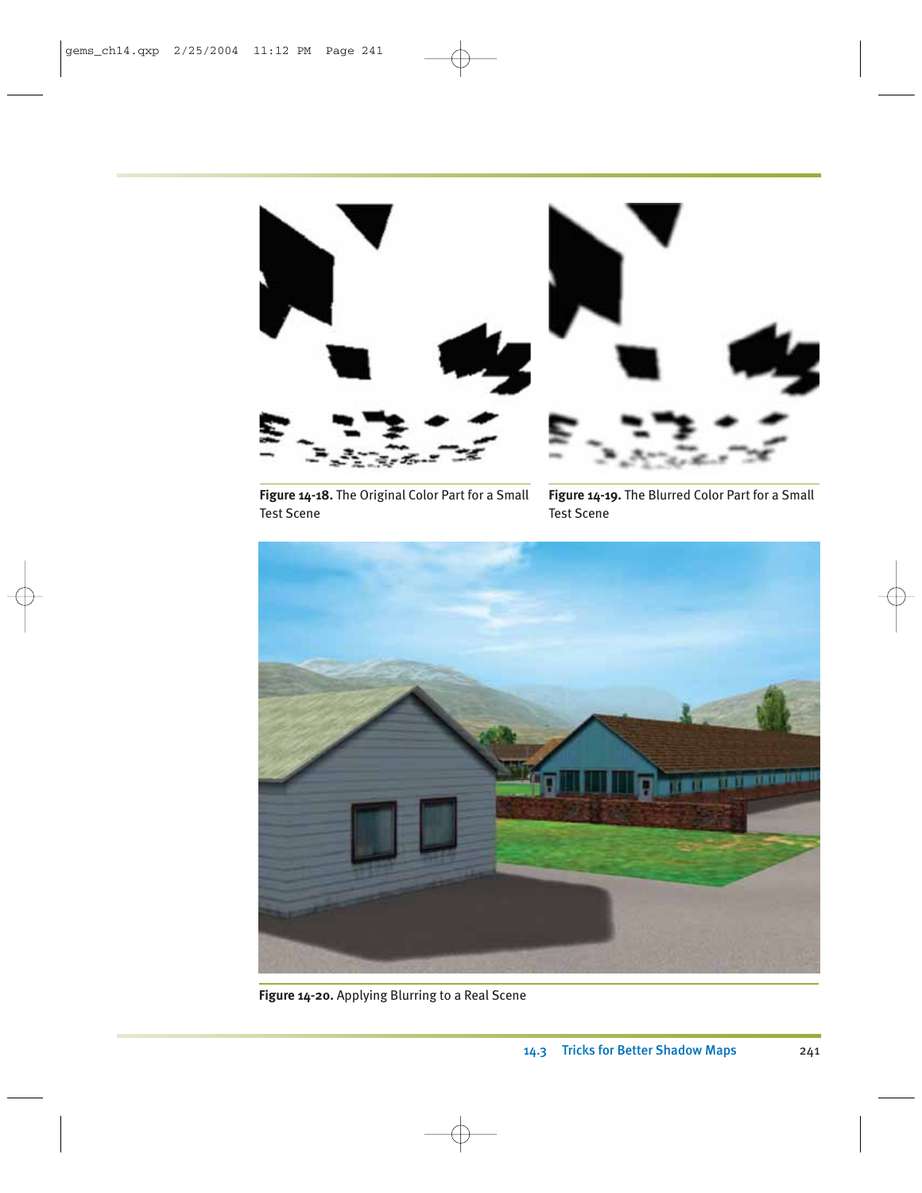Figure 14-18. The Original Color Part for a Small Test Scene

Figure 14-19. The Blurred Color Part for a Small Test Scene

Figure 14-20. Applying Blurring to a Real Scene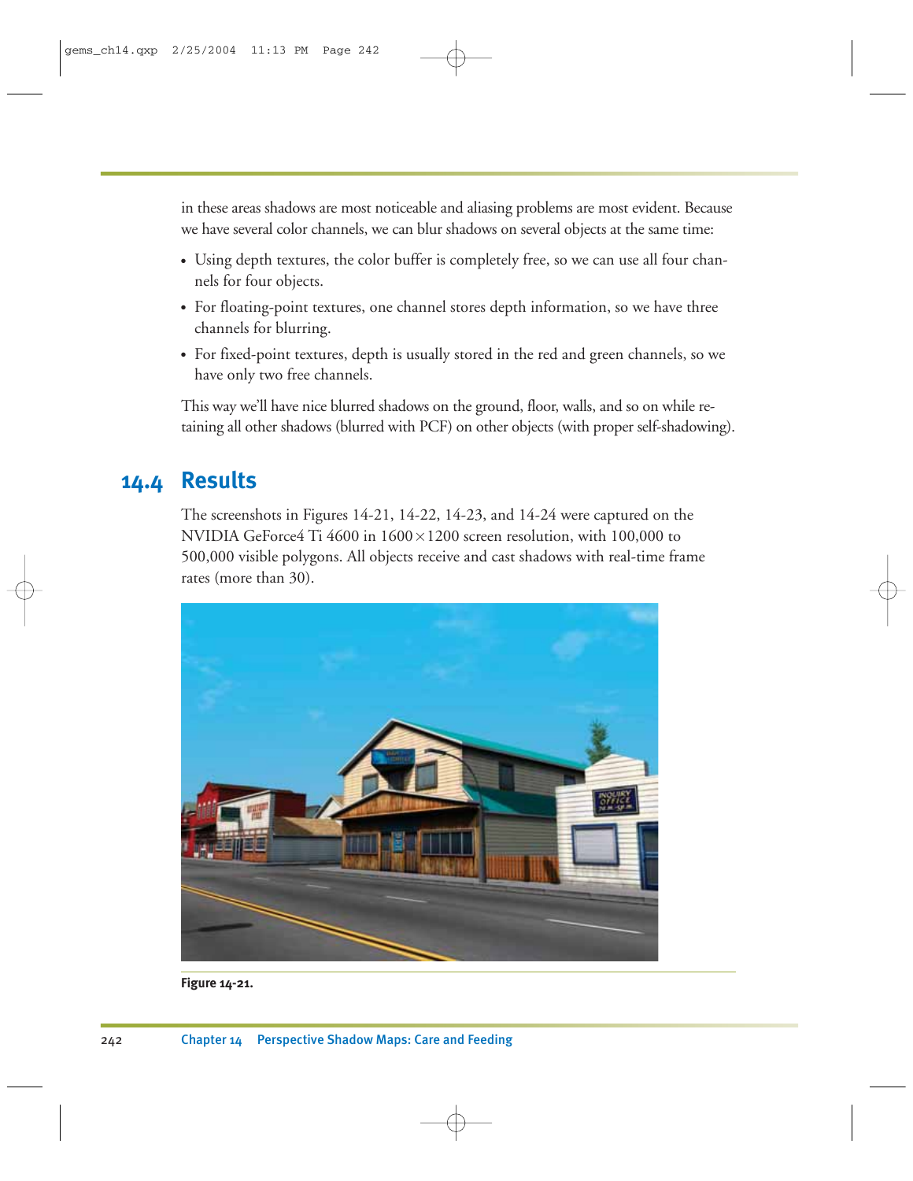in these areas shadows are most noticeable and aliasing problems are most evident. Because we have several color channels, we can blur shadows on several objects at the same time:

- Using depth textures, the color buffer is completely free, so we can use all four channels for four objects.
- For floating-point textures, one channel stores depth information, so we have three channels for blurring.
- For fixed-point textures, depth is usually stored in the red and green channels, so we have only two free channels.

This way we'll have nice blurred shadows on the ground, floor, walls, and so on while retaining all other shadows (blurred with PCF) on other objects (with proper self-shadowing).

## 14.4 Results

The screenshots in Figures 14-21, 14-22, 14-23, and 14-24 were captured on the NVIDIA GeForce4 Ti 4600 in $1600 \times 1200$ screen resolution, with 100,000 to 500,000 visible polygons. All objects receive and cast shadows with real-time frame rates (more than 30).

**Figure 14-21.**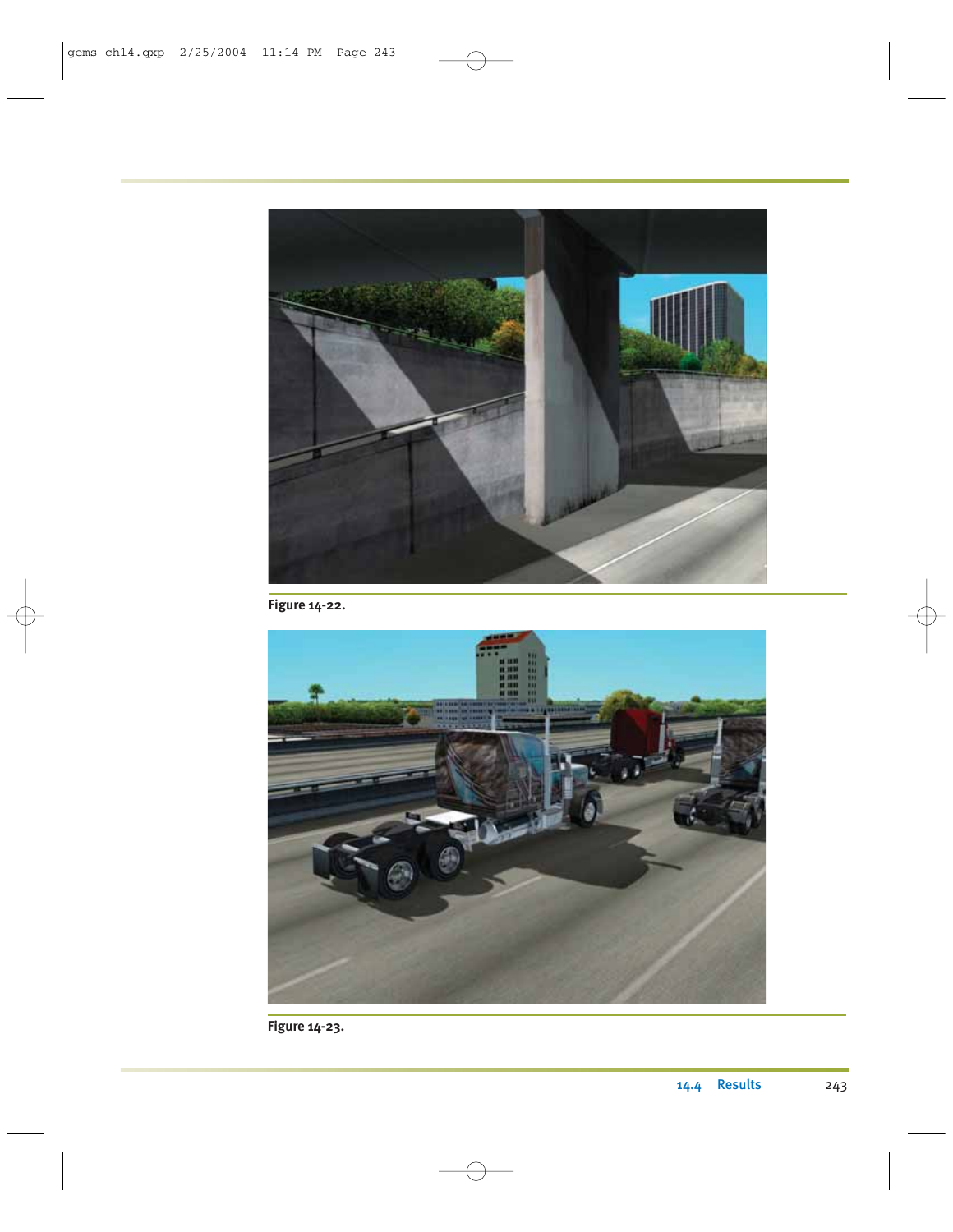Figure 14-22.

Figure 14-23.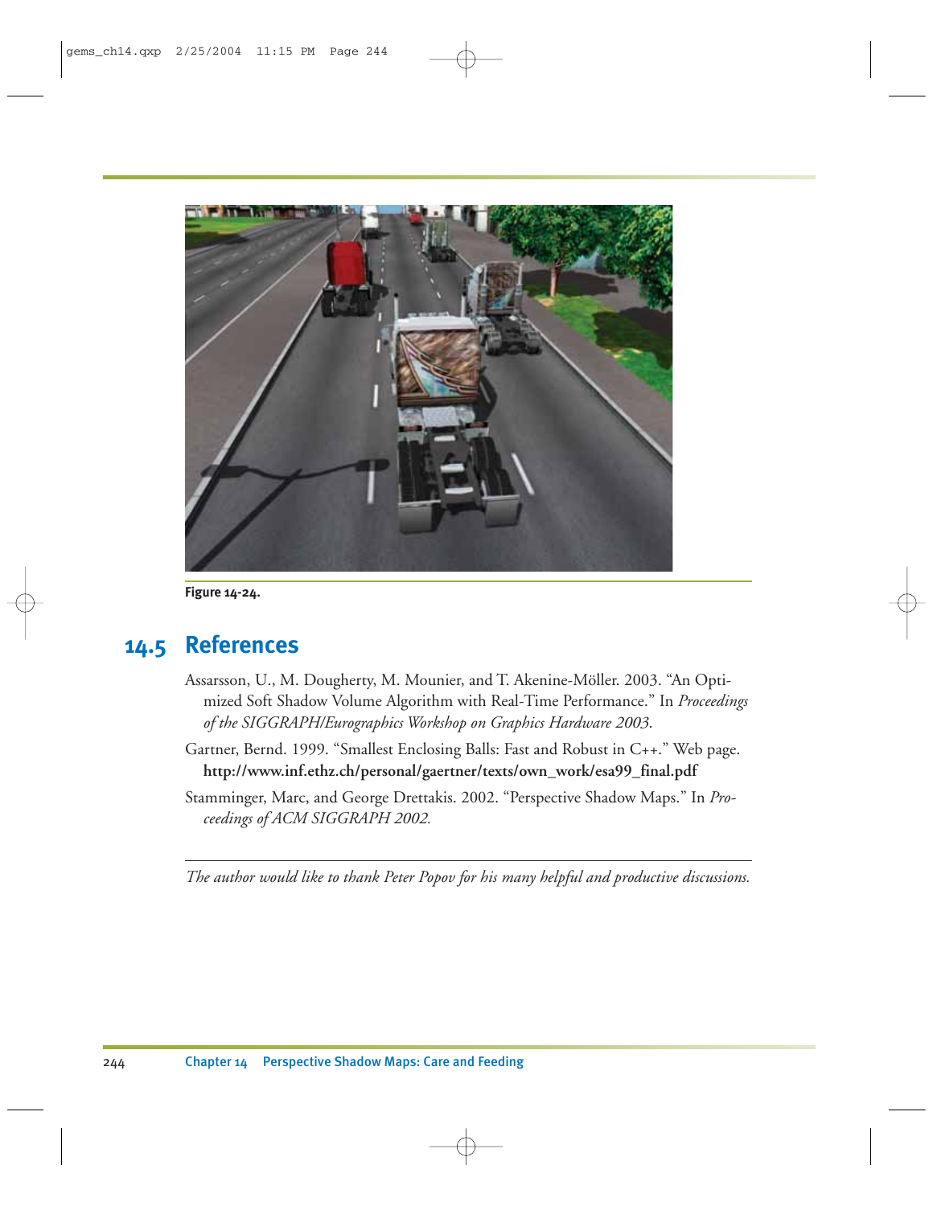Figure 14-24.

## 14.5 References

Assarsson, U., M. Dougherty, M. Mounier, and T. Akenine-Möller. 2003. "An Optimized Soft Shadow Volume Algorithm with Real-Time Performance." In *Proceedings of the SIGGRAPH/Eurographics Workshop on Graphics Hardware 2003*.

Gartner, Bernd. 1999. "Smallest Enclosing Balls: Fast and Robust in C++." Web page. **http://www.inf.ethz.ch/personal/gaertner/texts/own_work/esa99_final.pdf**

Stamminger, Marc, and George Drettakis. 2002. "Perspective Shadow Maps." In *Proceedings of ACM SIGGRAPH 2002.*

---

*The author would like to thank Peter Popov for his many helpful and productive discussions.*